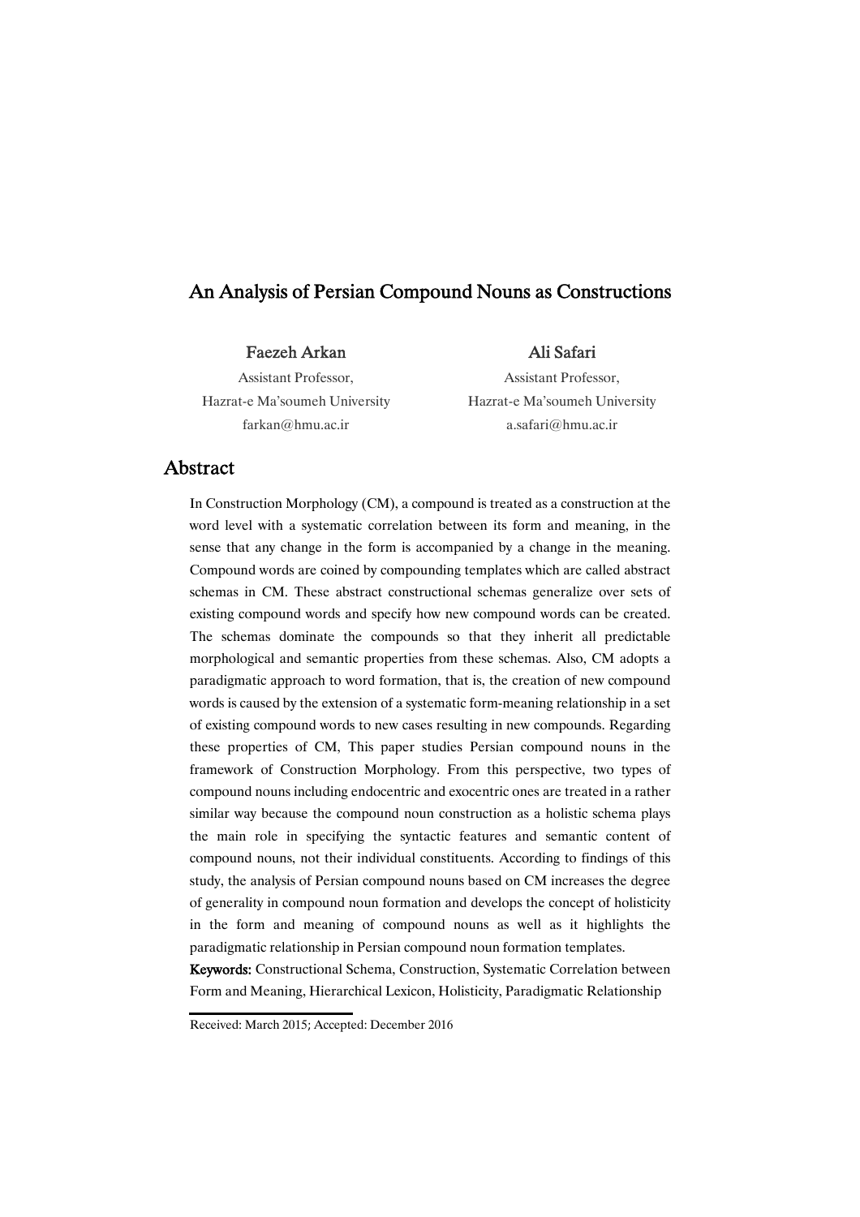# An Analysis of Persian Compound Nouns as Constructions

**Faezeh Arkan**
Assistant Professor,
Hazrat-e Ma'soumeh University
farkan@hmu.ac.ir

**Ali Safari**
Assistant Professor,
Hazrat-e Ma'soumeh University
a.safari@hmu.ac.ir

## Abstract

In Construction Morphology (CM), a compound is treated as a construction at the word level with a systematic correlation between its form and meaning, in the sense that any change in the form is accompanied by a change in the meaning. Compound words are coined by compounding templates which are called abstract schemas in CM. These abstract constructional schemas generalize over sets of existing compound words and specify how new compound words can be created. The schemas dominate the compounds so that they inherit all predictable morphological and semantic properties from these schemas. Also, CM adopts a paradigmatic approach to word formation, that is, the creation of new compound words is caused by the extension of a systematic form-meaning relationship in a set of existing compound words to new cases resulting in new compounds. Regarding these properties of CM, This paper studies Persian compound nouns in the framework of Construction Morphology. From this perspective, two types of compound nouns including endocentric and exocentric ones are treated in a rather similar way because the compound noun construction as a holistic schema plays the main role in specifying the syntactic features and semantic content of compound nouns, not their individual constituents. According to findings of this study, the analysis of Persian compound nouns based on CM increases the degree of generality in compound noun formation and develops the concept of holisticity in the form and meaning of compound nouns as well as it highlights the paradigmatic relationship in Persian compound noun formation templates.

**Keywords:** Constructional Schema, Construction, Systematic Correlation between Form and Meaning, Hierarchical Lexicon, Holisticity, Paradigmatic Relationship

---

Received: March 2015; Accepted: December 2016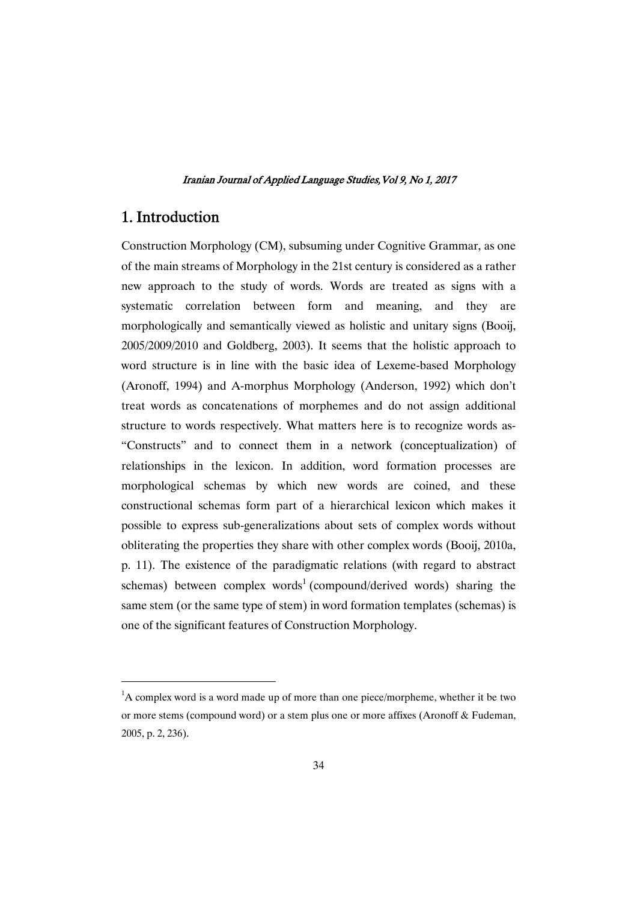# 1. Introduction

Construction Morphology (CM), subsuming under Cognitive Grammar, as one of the main streams of Morphology in the 21st century is considered as a rather new approach to the study of words. Words are treated as signs with a systematic correlation between form and meaning, and they are morphologically and semantically viewed as holistic and unitary signs (Booij, 2005/2009/2010 and Goldberg, 2003). It seems that the holistic approach to word structure is in line with the basic idea of Lexeme-based Morphology (Aronoff, 1994) and A-morphus Morphology (Anderson, 1992) which don't treat words as concatenations of morphemes and do not assign additional structure to words respectively. What matters here is to recognize words as- "Constructs" and to connect them in a network (conceptualization) of relationships in the lexicon. In addition, word formation processes are morphological schemas by which new words are coined, and these constructional schemas form part of a hierarchical lexicon which makes it possible to express sub-generalizations about sets of complex words without obliterating the properties they share with other complex words (Booij, 2010a, p. 11). The existence of the paradigmatic relations (with regard to abstract schemas) between complex words[1] (compound/derived words) sharing the same stem (or the same type of stem) in word formation templates (schemas) is one of the significant features of Construction Morphology.

---

[1]A complex word is a word made up of more than one piece/morpheme, whether it be two or more stems (compound word) or a stem plus one or more affixes (Aronoff & Fudeman, 2005, p. 2, 236).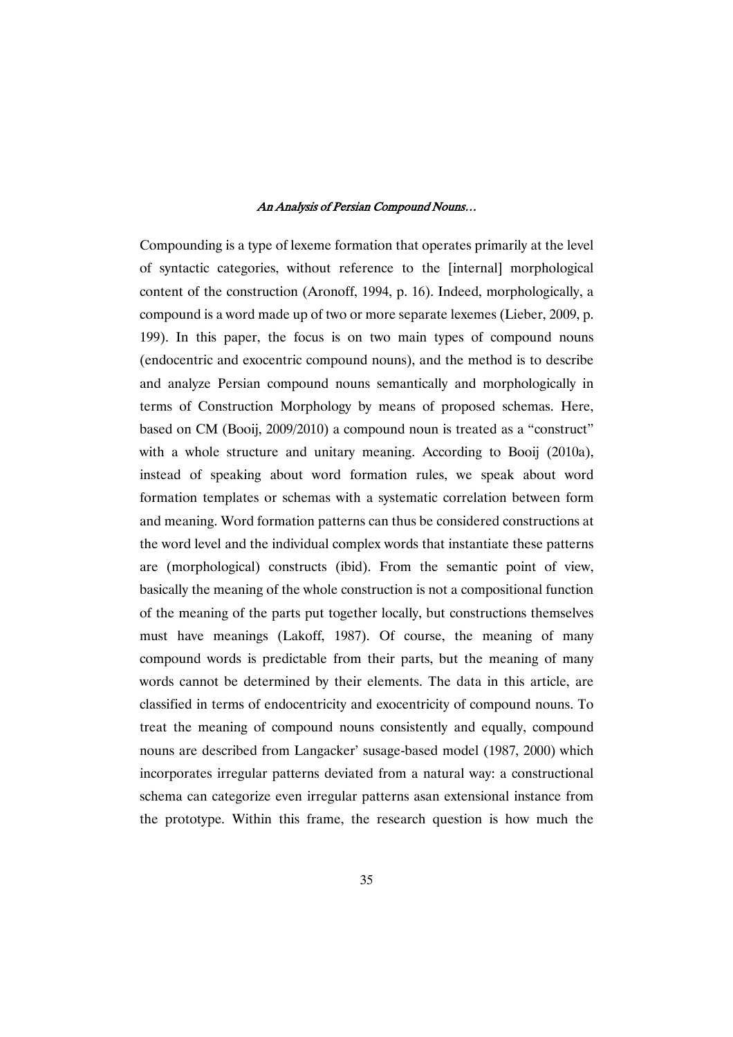Compounding is a type of lexeme formation that operates primarily at the level of syntactic categories, without reference to the [internal] morphological content of the construction (Aronoff, 1994, p. 16). Indeed, morphologically, a compound is a word made up of two or more separate lexemes (Lieber, 2009, p. 199). In this paper, the focus is on two main types of compound nouns (endocentric and exocentric compound nouns), and the method is to describe and analyze Persian compound nouns semantically and morphologically in terms of Construction Morphology by means of proposed schemas. Here, based on CM (Booij, 2009/2010) a compound noun is treated as a "construct" with a whole structure and unitary meaning. According to Booij (2010a), instead of speaking about word formation rules, we speak about word formation templates or schemas with a systematic correlation between form and meaning. Word formation patterns can thus be considered constructions at the word level and the individual complex words that instantiate these patterns are (morphological) constructs (ibid). From the semantic point of view, basically the meaning of the whole construction is not a compositional function of the meaning of the parts put together locally, but constructions themselves must have meanings (Lakoff, 1987). Of course, the meaning of many compound words is predictable from their parts, but the meaning of many words cannot be determined by their elements. The data in this article, are classified in terms of endocentricity and exocentricity of compound nouns. To treat the meaning of compound nouns consistently and equally, compound nouns are described from Langacker' susage-based model (1987, 2000) which incorporates irregular patterns deviated from a natural way: a constructional schema can categorize even irregular patterns asan extensional instance from the prototype. Within this frame, the research question is how much the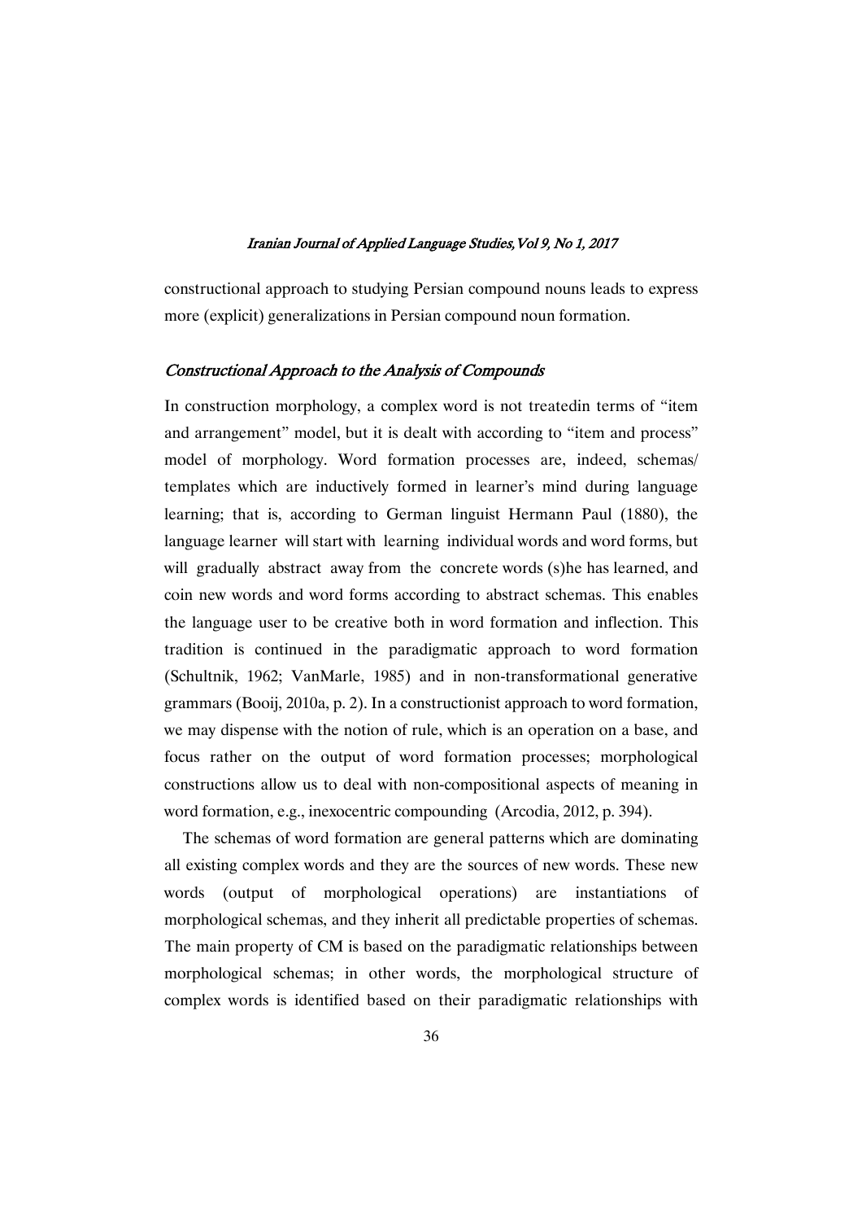constructional approach to studying Persian compound nouns leads to express more (explicit) generalizations in Persian compound noun formation.

### *Constructional Approach to the Analysis of Compounds*

In construction morphology, a complex word is not treatedin terms of "item and arrangement" model, but it is dealt with according to "item and process" model of morphology. Word formation processes are, indeed, schemas/ templates which are inductively formed in learner's mind during language learning; that is, according to German linguist Hermann Paul (1880), the language learner will start with learning individual words and word forms, but will gradually abstract away from the concrete words (s)he has learned, and coin new words and word forms according to abstract schemas. This enables the language user to be creative both in word formation and inflection. This tradition is continued in the paradigmatic approach to word formation (Schultnik, 1962; VanMarle, 1985) and in non-transformational generative grammars (Booij, 2010a, p. 2). In a constructionist approach to word formation, we may dispense with the notion of rule, which is an operation on a base, and focus rather on the output of word formation processes; morphological constructions allow us to deal with non-compositional aspects of meaning in word formation, e.g., inexocentric compounding (Arcodia, 2012, p. 394).

The schemas of word formation are general patterns which are dominating all existing complex words and they are the sources of new words. These new words (output of morphological operations) are instantiations of morphological schemas, and they inherit all predictable properties of schemas. The main property of CM is based on the paradigmatic relationships between morphological schemas; in other words, the morphological structure of complex words is identified based on their paradigmatic relationships with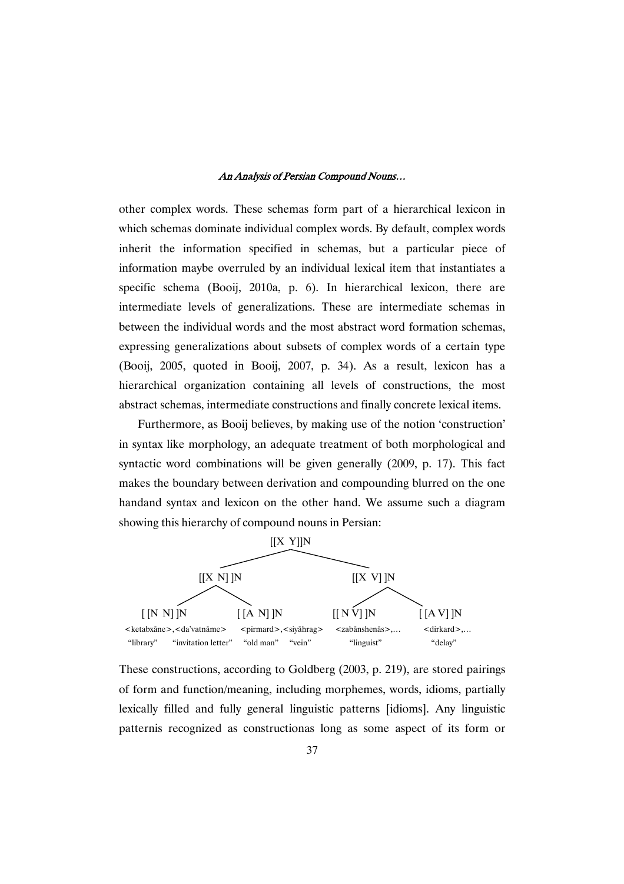other complex words. These schemas form part of a hierarchical lexicon in which schemas dominate individual complex words. By default, complex words inherit the information specified in schemas, but a particular piece of information maybe overruled by an individual lexical item that instantiates a specific schema (Booij, 2010a, p. 6). In hierarchical lexicon, there are intermediate levels of generalizations. These are intermediate schemas in between the individual words and the most abstract word formation schemas, expressing generalizations about subsets of complex words of a certain type (Booij, 2005, quoted in Booij, 2007, p. 34). As a result, lexicon has a hierarchical organization containing all levels of constructions, the most abstract schemas, intermediate constructions and finally concrete lexical items.

Furthermore, as Booij believes, by making use of the notion 'construction' in syntax like morphology, an adequate treatment of both morphological and syntactic word combinations will be given generally (2009, p. 17). This fact makes the boundary between derivation and compounding blurred on the one handand syntax and lexicon on the other hand. We assume such a diagram showing this hierarchy of compound nouns in Persian:

[[X Y]]N

[[X N] ]N

[[X V] ]N

[ [N N] ]N

[ [A N] ]N

[[ N V] ]N

[ [A V] ]N

<ketabxāne>,<da'vatnāme> <pirmard>,<siyāhrag> <zabānshenās>,… <dirkard>,…

"library" "invitation letter" "old man" "vein" "linguist" "delay"

These constructions, according to Goldberg (2003, p. 219), are stored pairings of form and function/meaning, including morphemes, words, idioms, partially lexically filled and fully general linguistic patterns [idioms]. Any linguistic patternis recognized as constructionas long as some aspect of its form or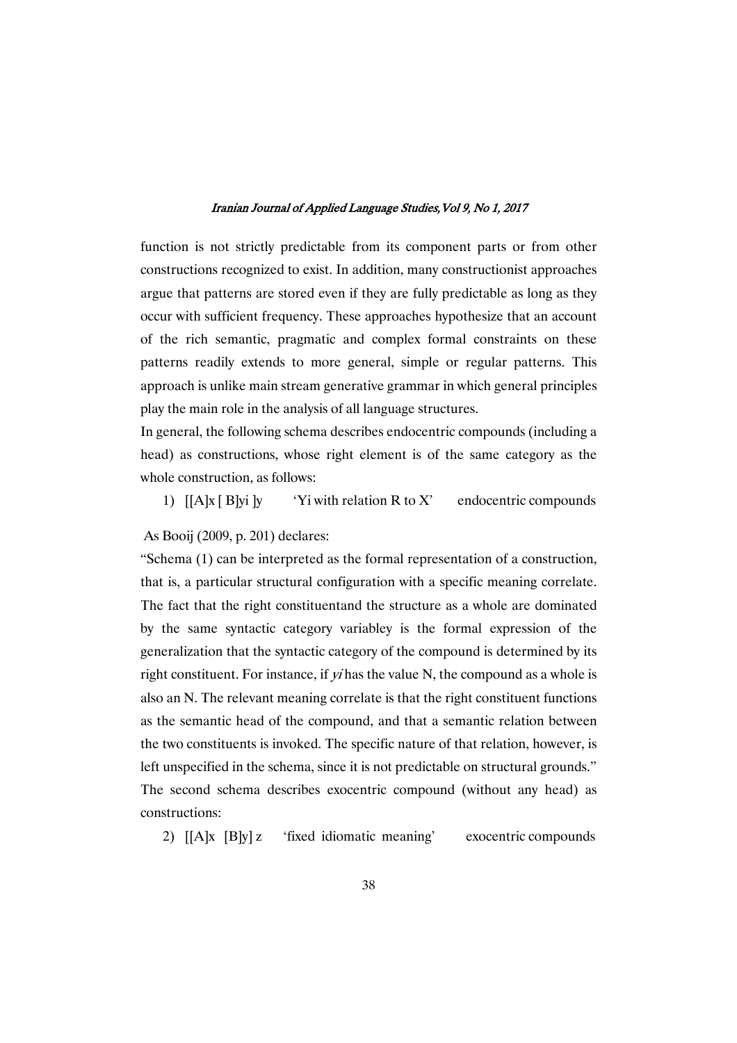function is not strictly predictable from its component parts or from other constructions recognized to exist. In addition, many constructionist approaches argue that patterns are stored even if they are fully predictable as long as they occur with sufficient frequency. These approaches hypothesize that an account of the rich semantic, pragmatic and complex formal constraints on these patterns readily extends to more general, simple or regular patterns. This approach is unlike main stream generative grammar in which general principles play the main role in the analysis of all language structures.

In general, the following schema describes endocentric compounds (including a head) as constructions, whose right element is of the same category as the whole construction, as follows:

1) [[A]x [ B]yi ]y 'Yi with relation R to X' endocentric compounds

As Booij (2009, p. 201) declares:

"Schema (1) can be interpreted as the formal representation of a construction, that is, a particular structural configuration with a specific meaning correlate. The fact that the right constituentand the structure as a whole are dominated by the same syntactic category variabley is the formal expression of the generalization that the syntactic category of the compound is determined by its right constituent. For instance, if *yi* has the value N, the compound as a whole is also an N. The relevant meaning correlate is that the right constituent functions as the semantic head of the compound, and that a semantic relation between the two constituents is invoked. The specific nature of that relation, however, is left unspecified in the schema, since it is not predictable on structural grounds."

The second schema describes exocentric compound (without any head) as constructions:

2) [[A]x [B]y] z 'fixed idiomatic meaning' exocentric compounds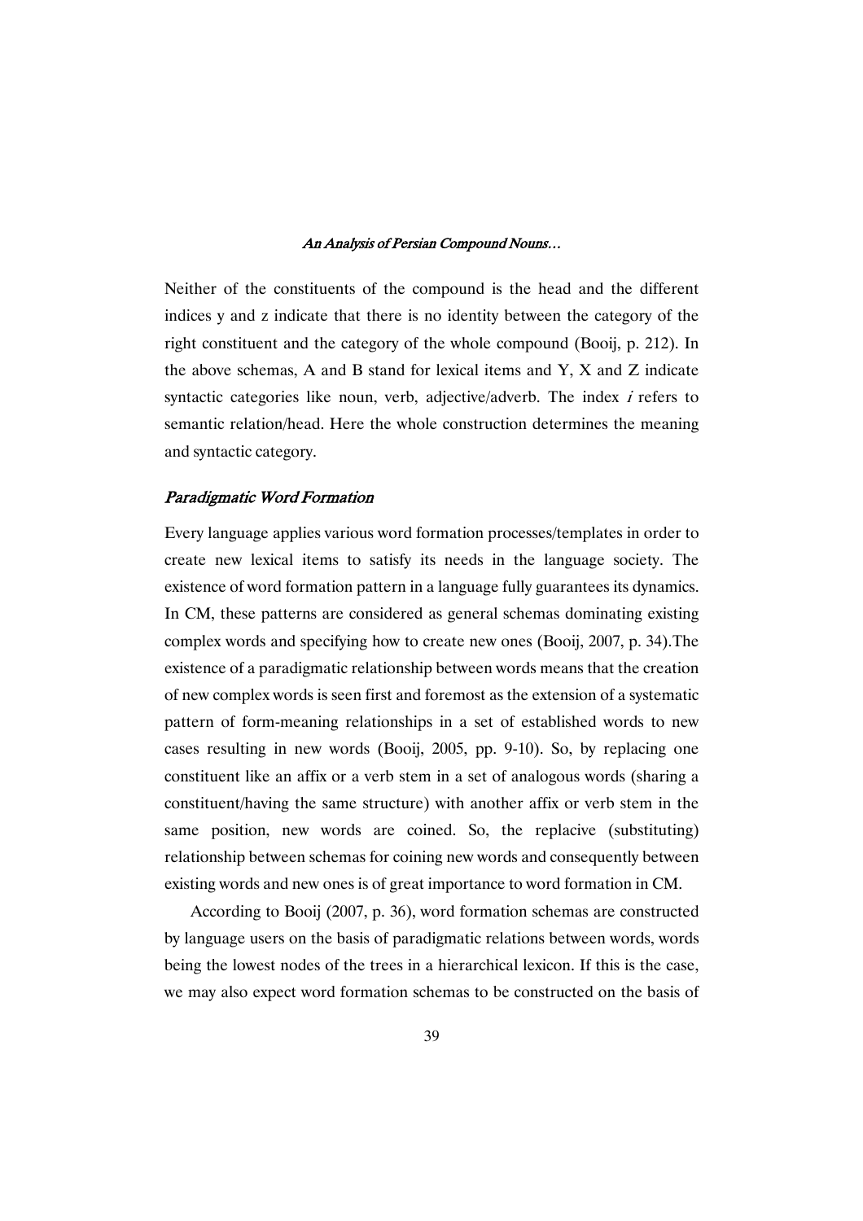Neither of the constituents of the compound is the head and the different indices y and z indicate that there is no identity between the category of the right constituent and the category of the whole compound (Booij, p. 212). In the above schemas, A and B stand for lexical items and Y, X and Z indicate syntactic categories like noun, verb, adjective/adverb. The index *i* refers to semantic relation/head. Here the whole construction determines the meaning and syntactic category.

### *Paradigmatic Word Formation*

Every language applies various word formation processes/templates in order to create new lexical items to satisfy its needs in the language society. The existence of word formation pattern in a language fully guarantees its dynamics. In CM, these patterns are considered as general schemas dominating existing complex words and specifying how to create new ones (Booij, 2007, p. 34).The existence of a paradigmatic relationship between words means that the creation of new complex words is seen first and foremost as the extension of a systematic pattern of form-meaning relationships in a set of established words to new cases resulting in new words (Booij, 2005, pp. 9-10). So, by replacing one constituent like an affix or a verb stem in a set of analogous words (sharing a constituent/having the same structure) with another affix or verb stem in the same position, new words are coined. So, the replacive (substituting) relationship between schemas for coining new words and consequently between existing words and new ones is of great importance to word formation in CM.

According to Booij (2007, p. 36), word formation schemas are constructed by language users on the basis of paradigmatic relations between words, words being the lowest nodes of the trees in a hierarchical lexicon. If this is the case, we may also expect word formation schemas to be constructed on the basis of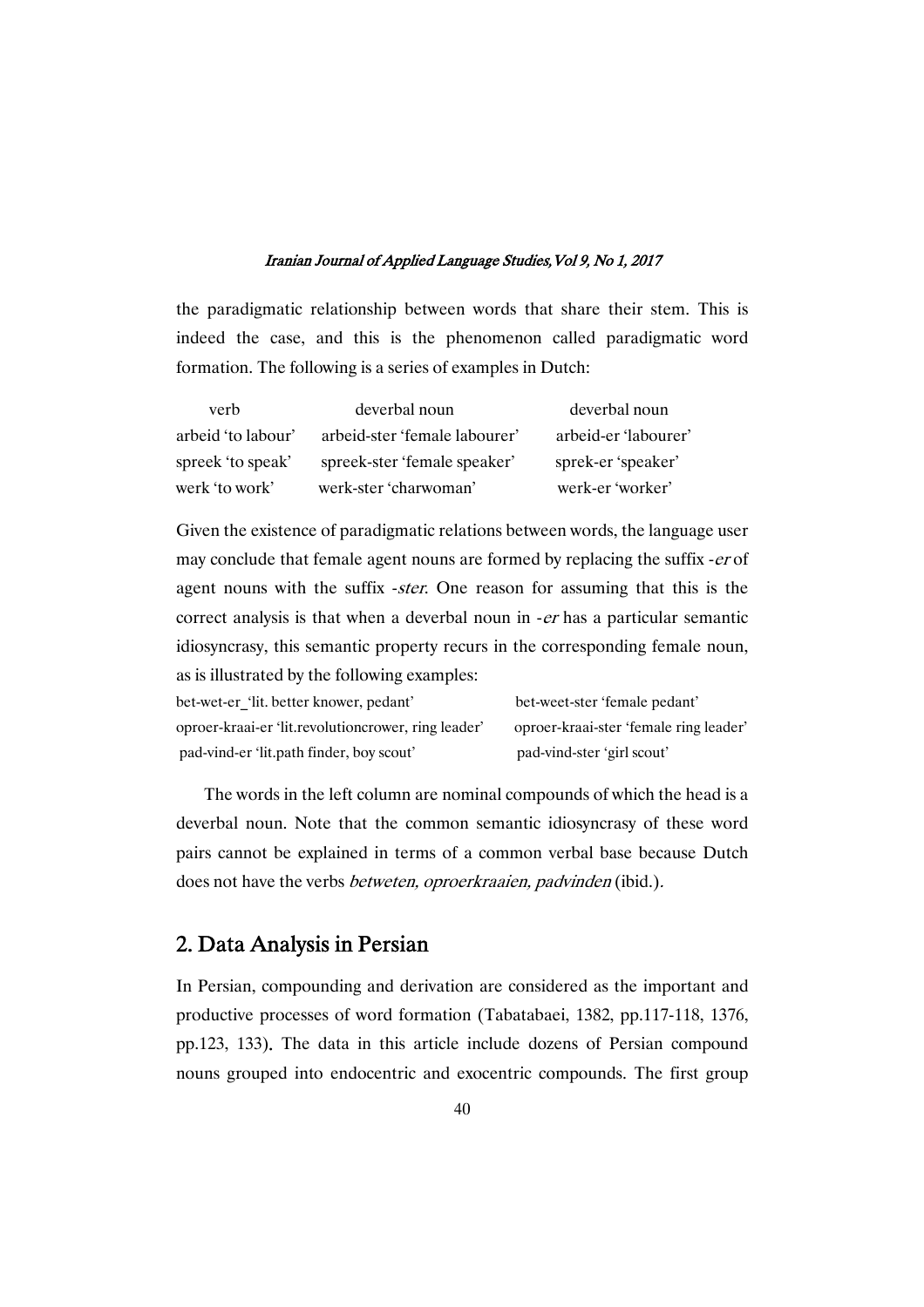the paradigmatic relationship between words that share their stem. This is indeed the case, and this is the phenomenon called paradigmatic word formation. The following is a series of examples in Dutch:

| verb | deverbal noun | deverbal noun |
|---|---|---|
| arbeid 'to labour' | arbeid-ster 'female labourer' | arbeid-er 'labourer' |
| spreek 'to speak' | spreek-ster 'female speaker' | sprek-er 'speaker' |
| werk 'to work' | werk-ster 'charwoman' | werk-er 'worker' |

Given the existence of paradigmatic relations between words, the language user may conclude that female agent nouns are formed by replacing the suffix *-er* of agent nouns with the suffix *-ster*. One reason for assuming that this is the correct analysis is that when a deverbal noun in *-er* has a particular semantic idiosyncrasy, this semantic property recurs in the corresponding female noun, as is illustrated by the following examples:

| | |
|---|---|
| bet-wet-er_'lit. better knower, pedant' | bet-weet-ster 'female pedant' |
| oproer-kraai-er 'lit.revolutioncrower, ring leader' | oproer-kraai-ster 'female ring leader' |
| pad-vind-er 'lit.path finder, boy scout' | pad-vind-ster 'girl scout' |

The words in the left column are nominal compounds of which the head is a deverbal noun. Note that the common semantic idiosyncrasy of these word pairs cannot be explained in terms of a common verbal base because Dutch does not have the verbs *betweten, oproerkraaien, padvinden* (ibid.).

## 2. Data Analysis in Persian

In Persian, compounding and derivation are considered as the important and productive processes of word formation (Tabatabaei, 1382, pp.117-118, 1376, pp.123, 133). The data in this article include dozens of Persian compound nouns grouped into endocentric and exocentric compounds. The first group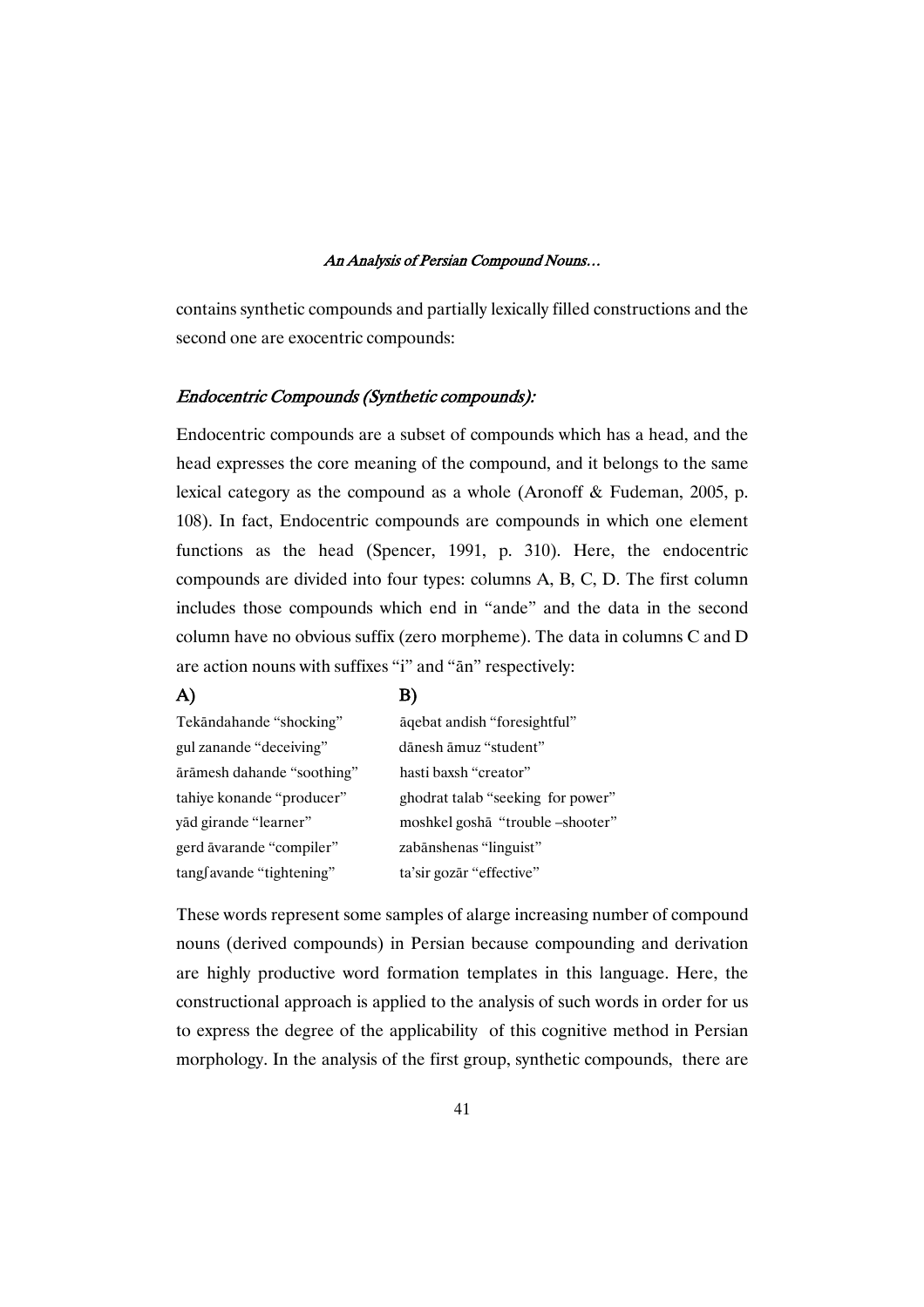contains synthetic compounds and partially lexically filled constructions and the second one are exocentric compounds:

### *Endocentric Compounds (Synthetic compounds):*

Endocentric compounds are a subset of compounds which has a head, and the head expresses the core meaning of the compound, and it belongs to the same lexical category as the compound as a whole (Aronoff & Fudeman, 2005, p. 108). In fact, Endocentric compounds are compounds in which one element functions as the head (Spencer, 1991, p. 310). Here, the endocentric compounds are divided into four types: columns A, B, C, D. The first column includes those compounds which end in "ande" and the data in the second column have no obvious suffix (zero morpheme). The data in columns C and D are action nouns with suffixes "i" and "ān" respectively:

| **A)** | **B)** |
|---|---|
| Tekāndahande "shocking" | āqebat andish "foresightful" |
| gul zanande "deceiving" | dānesh āmuz "student" |
| ārāmesh dahande "soothing" | hasti baxsh "creator" |
| tahiye konande "producer" | ghodrat talab "seeking for power" |
| yād girande "learner" | moshkel goshā "trouble –shooter" |
| gerd āvarande "compiler" | zabānshenas "linguist" |
| tangʃavande "tightening" | ta'sir gozār "effective" |

These words represent some samples of alarge increasing number of compound nouns (derived compounds) in Persian because compounding and derivation are highly productive word formation templates in this language. Here, the constructional approach is applied to the analysis of such words in order for us to express the degree of the applicability of this cognitive method in Persian morphology. In the analysis of the first group, synthetic compounds, there are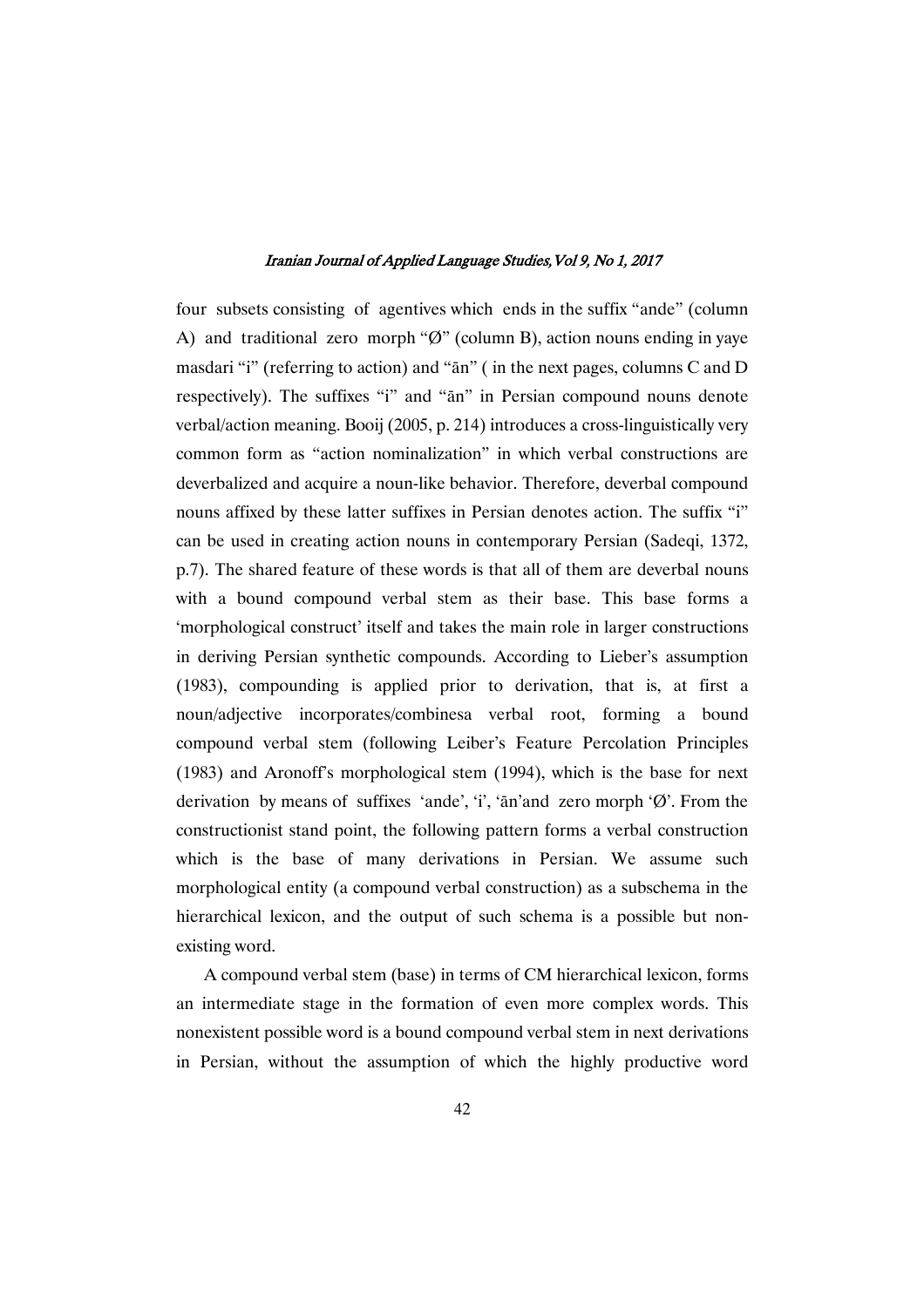four subsets consisting of agentives which ends in the suffix "ande" (column A) and traditional zero morph "Ø" (column B), action nouns ending in yaye masdari "i" (referring to action) and "ān" ( in the next pages, columns C and D respectively). The suffixes "i" and "ān" in Persian compound nouns denote verbal/action meaning. Booij (2005, p. 214) introduces a cross-linguistically very common form as "action nominalization" in which verbal constructions are deverbalized and acquire a noun-like behavior. Therefore, deverbal compound nouns affixed by these latter suffixes in Persian denotes action. The suffix "i" can be used in creating action nouns in contemporary Persian (Sadeqi, 1372, p.7). The shared feature of these words is that all of them are deverbal nouns with a bound compound verbal stem as their base. This base forms a 'morphological construct' itself and takes the main role in larger constructions in deriving Persian synthetic compounds. According to Lieber's assumption (1983), compounding is applied prior to derivation, that is, at first a noun/adjective incorporates/combinesa verbal root, forming a bound compound verbal stem (following Leiber's Feature Percolation Principles (1983) and Aronoff's morphological stem (1994), which is the base for next derivation by means of suffixes 'ande', 'i', 'ān'and zero morph 'Ø'. From the constructionist stand point, the following pattern forms a verbal construction which is the base of many derivations in Persian. We assume such morphological entity (a compound verbal construction) as a subschema in the hierarchical lexicon, and the output of such schema is a possible but non-existing word.

A compound verbal stem (base) in terms of CM hierarchical lexicon, forms an intermediate stage in the formation of even more complex words. This nonexistent possible word is a bound compound verbal stem in next derivations in Persian, without the assumption of which the highly productive word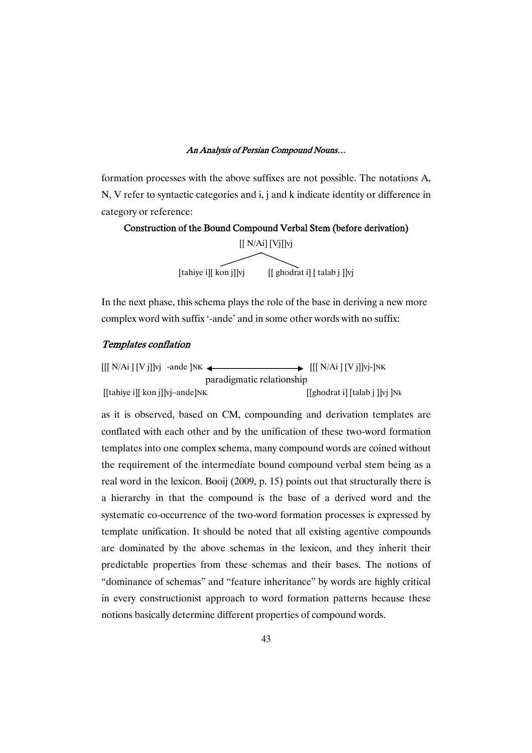formation processes with the above suffixes are not possible. The notations A, N, V refer to syntactic categories and i, j and k indicate identity or difference in category or reference:

**Construction of the Bound Compound Verbal Stem (before derivation)**

[[ N/Ai] [Vj]]vj

[tahiye i][ kon j]]vj [[ ghodrat i] [ talab j ]]vj

In the next phase, this schema plays the role of the base in deriving a new more complex word with suffix '-ande' and in some other words with no suffix:

### *Templates conflation*

[[[ N/Ai ] [V j]]vj -ande ]NK ⟷ [[[ N/Ai ] [V j]]vj-]NK

paradigmatic relationship

[[tahiye i][ kon j]]vj–ande]NK [[ghodrat i] [talab j ]]vj ]Nk

as it is observed, based on CM, compounding and derivation templates are conflated with each other and by the unification of these two-word formation templates into one complex schema, many compound words are coined without the requirement of the intermediate bound compound verbal stem being as a real word in the lexicon. Booij (2009, p. 15) points out that structurally there is a hierarchy in that the compound is the base of a derived word and the systematic co-occurrence of the two-word formation processes is expressed by template unification. It should be noted that all existing agentive compounds are dominated by the above schemas in the lexicon, and they inherit their predictable properties from these schemas and their bases. The notions of "dominance of schemas" and "feature inheritance" by words are highly critical in every constructionist approach to word formation patterns because these notions basically determine different properties of compound words.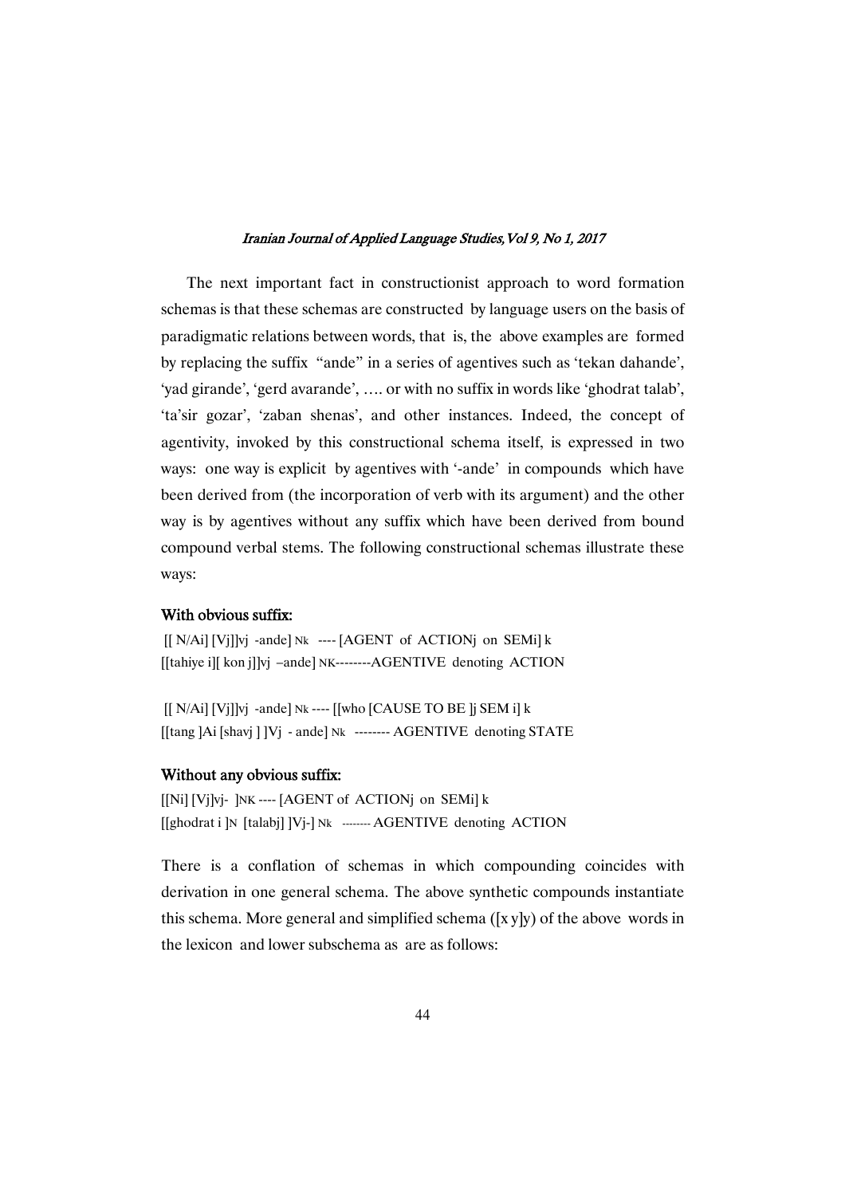The next important fact in constructionist approach to word formation schemas is that these schemas are constructed by language users on the basis of paradigmatic relations between words, that is, the above examples are formed by replacing the suffix "ande" in a series of agentives such as 'tekan dahande', 'yad girande', 'gerd avarande', …. or with no suffix in words like 'ghodrat talab', 'ta'sir gozar', 'zaban shenas', and other instances. Indeed, the concept of agentivity, invoked by this constructional schema itself, is expressed in two ways: one way is explicit by agentives with '-ande' in compounds which have been derived from (the incorporation of verb with its argument) and the other way is by agentives without any suffix which have been derived from bound compound verbal stems. The following constructional schemas illustrate these ways:

**With obvious suffix:**

[[ N/Ai] [Vj]]vj -ande] Nk ---- [AGENT of ACTIONj on SEMi] k
[[tahiye i][ kon j]]vj –ande] NK--------AGENTIVE denoting ACTION

[[ N/Ai] [Vj]]vj -ande] Nk ---- [[who [CAUSE TO BE ]j SEM i] k
[[tang ]Ai [shavj ] ]Vj - ande] Nk -------- AGENTIVE denoting STATE

**Without any obvious suffix:**

[[Ni] [Vj]vj- ]NK ---- [AGENT of ACTIONj on SEMi] k
[[ghodrat i ]N [talabj] ]Vj-] Nk -------- AGENTIVE denoting ACTION

There is a conflation of schemas in which compounding coincides with derivation in one general schema. The above synthetic compounds instantiate this schema. More general and simplified schema ([x y]y) of the above words in the lexicon and lower subschema as are as follows: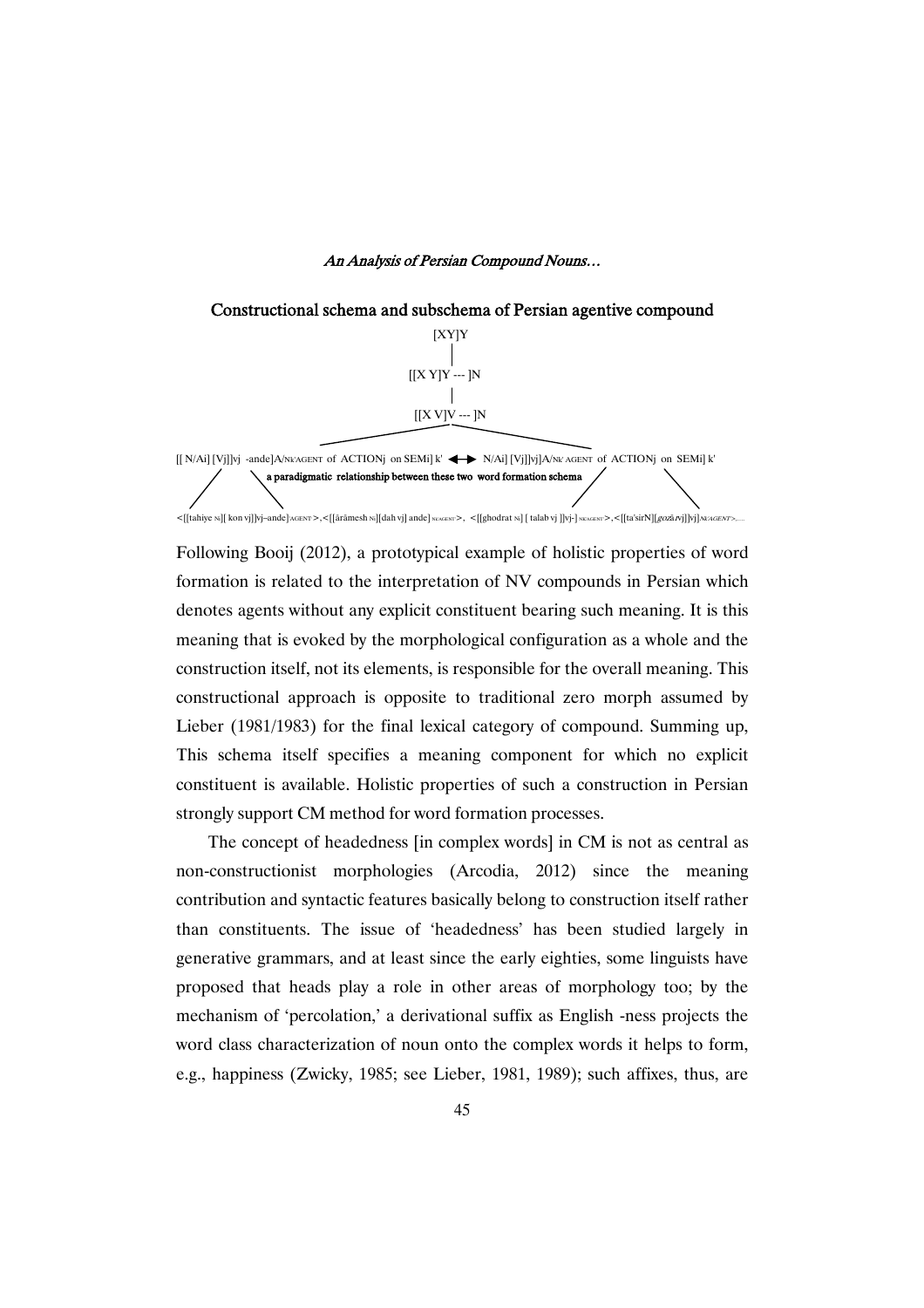**Constructional schema and subschema of Persian agentive compound**

[XY]Y

[[X Y]Y --- ]N

[[X V]V --- ]N

[[ N/Ai] [Vj]]vj -ande]A/Nk'AGENT of ACTIONj on SEMi] k' ⟷ N/Ai] [Vj]]vj]A/Nk' AGENT of ACTIONj on SEMi] k'

**a paradigmatic relationship between these two word formation schema**

<[[tahiye Ni][ kon vj]]vj–ande]AGENT>,<[[ārāmesh Ni][dah vj] ande] NkAGENT>, <[[ghodrat Ni] [ talab vj ]]vj-] NkAGENT>,<[[ta'sirN][gozārvj]]vj]Nk'AGENT>,...

Following Booij (2012), a prototypical example of holistic properties of word formation is related to the interpretation of NV compounds in Persian which denotes agents without any explicit constituent bearing such meaning. It is this meaning that is evoked by the morphological configuration as a whole and the construction itself, not its elements, is responsible for the overall meaning. This constructional approach is opposite to traditional zero morph assumed by Lieber (1981/1983) for the final lexical category of compound. Summing up, This schema itself specifies a meaning component for which no explicit constituent is available. Holistic properties of such a construction in Persian strongly support CM method for word formation processes.

The concept of headedness [in complex words] in CM is not as central as non-constructionist morphologies (Arcodia, 2012) since the meaning contribution and syntactic features basically belong to construction itself rather than constituents. The issue of 'headedness' has been studied largely in generative grammars, and at least since the early eighties, some linguists have proposed that heads play a role in other areas of morphology too; by the mechanism of 'percolation,' a derivational suffix as English -ness projects the word class characterization of noun onto the complex words it helps to form, e.g., happiness (Zwicky, 1985; see Lieber, 1981, 1989); such affixes, thus, are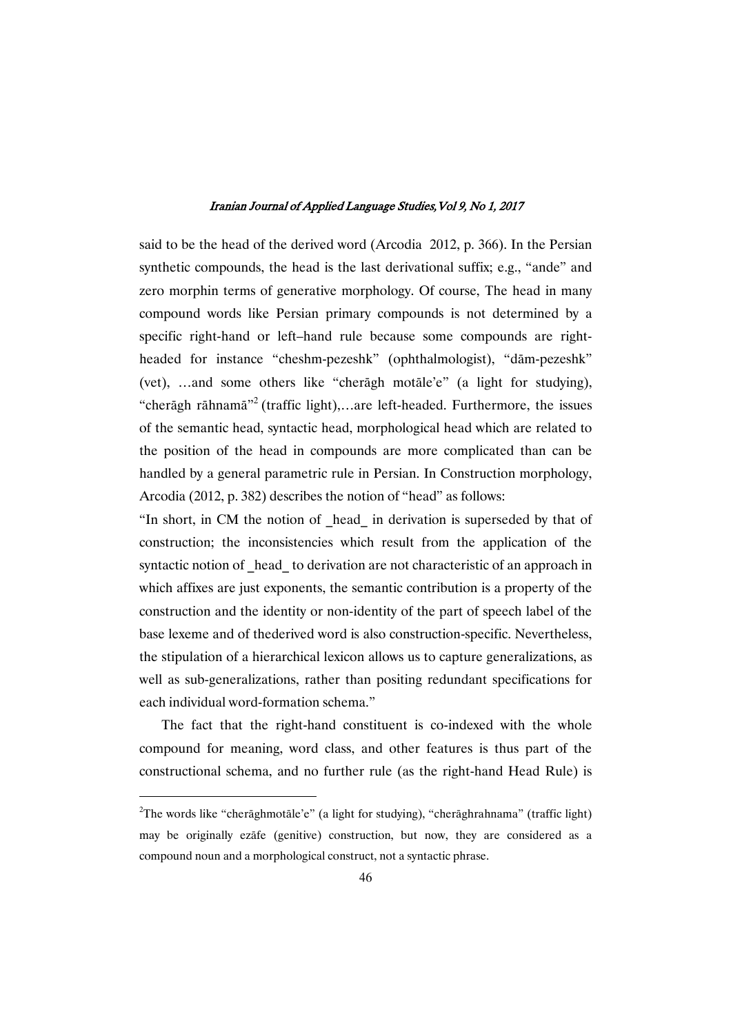said to be the head of the derived word (Arcodia 2012, p. 366). In the Persian synthetic compounds, the head is the last derivational suffix; e.g., "ande" and zero morphin terms of generative morphology. Of course, The head in many compound words like Persian primary compounds is not determined by a specific right-hand or left–hand rule because some compounds are right-headed for instance "cheshm-pezeshk" (ophthalmologist), "dām-pezeshk" (vet), …and some others like "cherāgh motāle'e" (a light for studying), "cherāgh rāhnamā"[2] (traffic light),…are left-headed. Furthermore, the issues of the semantic head, syntactic head, morphological head which are related to the position of the head in compounds are more complicated than can be handled by a general parametric rule in Persian. In Construction morphology, Arcodia (2012, p. 382) describes the notion of "head" as follows:

"In short, in CM the notion of _head_ in derivation is superseded by that of construction; the inconsistencies which result from the application of the syntactic notion of _head_ to derivation are not characteristic of an approach in which affixes are just exponents, the semantic contribution is a property of the construction and the identity or non-identity of the part of speech label of the base lexeme and of thederived word is also construction-specific. Nevertheless, the stipulation of a hierarchical lexicon allows us to capture generalizations, as well as sub-generalizations, rather than positing redundant specifications for each individual word-formation schema."

The fact that the right-hand constituent is co-indexed with the whole compound for meaning, word class, and other features is thus part of the constructional schema, and no further rule (as the right-hand Head Rule) is

---

[2]The words like "cherāghmotāle'e" (a light for studying), "cherāghrahnama" (traffic light) may be originally ezāfe (genitive) construction, but now, they are considered as a compound noun and a morphological construct, not a syntactic phrase.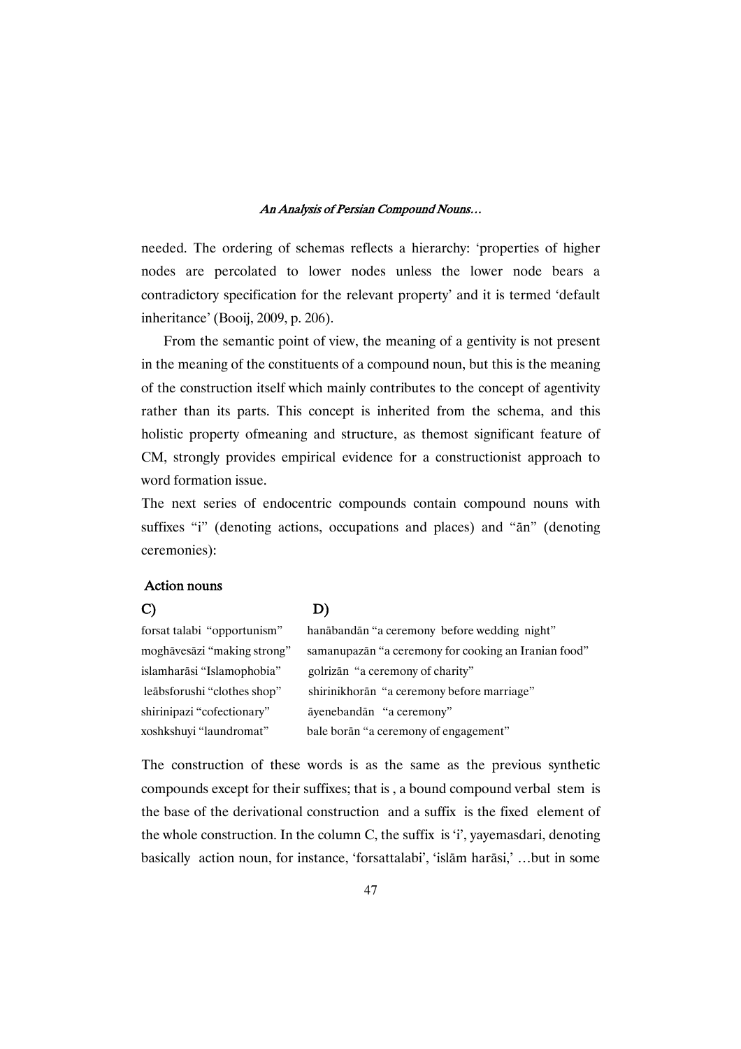needed. The ordering of schemas reflects a hierarchy: 'properties of higher nodes are percolated to lower nodes unless the lower node bears a contradictory specification for the relevant property' and it is termed 'default inheritance' (Booij, 2009, p. 206).

From the semantic point of view, the meaning of a gentivity is not present in the meaning of the constituents of a compound noun, but this is the meaning of the construction itself which mainly contributes to the concept of agentivity rather than its parts. This concept is inherited from the schema, and this holistic property ofmeaning and structure, as themost significant feature of CM, strongly provides empirical evidence for a constructionist approach to word formation issue.

The next series of endocentric compounds contain compound nouns with suffixes "i" (denoting actions, occupations and places) and "ān" (denoting ceremonies):

**Action nouns**

| C) | D) |
|---|---|
| forsat talabi "opportunism" | hanābandān "a ceremony before wedding night" |
| moghāvesāzi "making strong" | samanupazān "a ceremony for cooking an Iranian food" |
| islamharāsi "Islamophobia" | golrizān "a ceremony of charity" |
| leābsforushi "clothes shop" | shirinikhorān "a ceremony before marriage" |
| shirinipazi "cofectionary" | āyenebandān "a ceremony" |
| xoshkshuyi "laundromat" | bale borān "a ceremony of engagement" |

The construction of these words is as the same as the previous synthetic compounds except for their suffixes; that is , a bound compound verbal stem is the base of the derivational construction and a suffix is the fixed element of the whole construction. In the column C, the suffix is 'i', yayemasdari, denoting basically action noun, for instance, 'forsattalabi', 'islām harāsi,' …but in some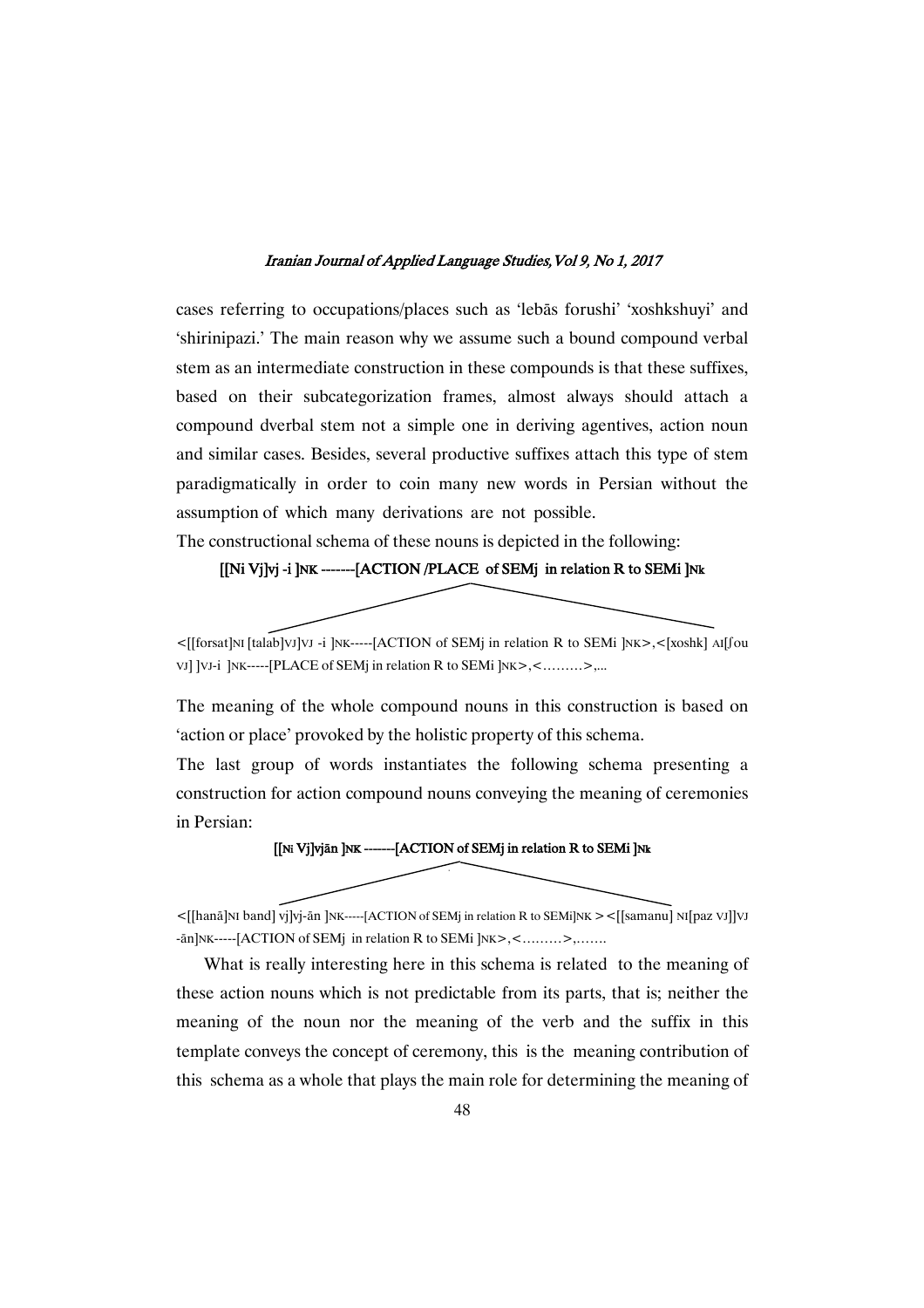cases referring to occupations/places such as 'lebās forushi' 'xoshkshuyi' and 'shirinipazi.' The main reason why we assume such a bound compound verbal stem as an intermediate construction in these compounds is that these suffixes, based on their subcategorization frames, almost always should attach a compound dverbal stem not a simple one in deriving agentives, action noun and similar cases. Besides, several productive suffixes attach this type of stem paradigmatically in order to coin many new words in Persian without the assumption of which many derivations are not possible.

The constructional schema of these nouns is depicted in the following:

**[[Ni Vj]vj -i ]NK -------[ACTION /PLACE of SEMj in relation R to SEMi ]Nk**

<[[forsat]NI [talab]VJ]VJ -i ]NK-----[ACTION of SEMj in relation R to SEMi ]NK>,<[xoshk] AI[ʃou VJ] ]VJ-i ]NK-----[PLACE of SEMj in relation R to SEMi ]NK>,<………>,...

The meaning of the whole compound nouns in this construction is based on 'action or place' provoked by the holistic property of this schema.

The last group of words instantiates the following schema presenting a construction for action compound nouns conveying the meaning of ceremonies in Persian:

**[[Ni Vj]vjān ]NK -------[ACTION of SEMj in relation R to SEMi ]Nk**

<[[hanā]NI band] vj]vj-ān ]NK-----[ACTION of SEMj in relation R to SEMi]NK ><[[samanu] NI[paz VJ]]VJ -ān]NK-----[ACTION of SEMj in relation R to SEMi ]NK>,<………>,…….

What is really interesting here in this schema is related to the meaning of these action nouns which is not predictable from its parts, that is; neither the meaning of the noun nor the meaning of the verb and the suffix in this template conveys the concept of ceremony, this is the meaning contribution of this schema as a whole that plays the main role for determining the meaning of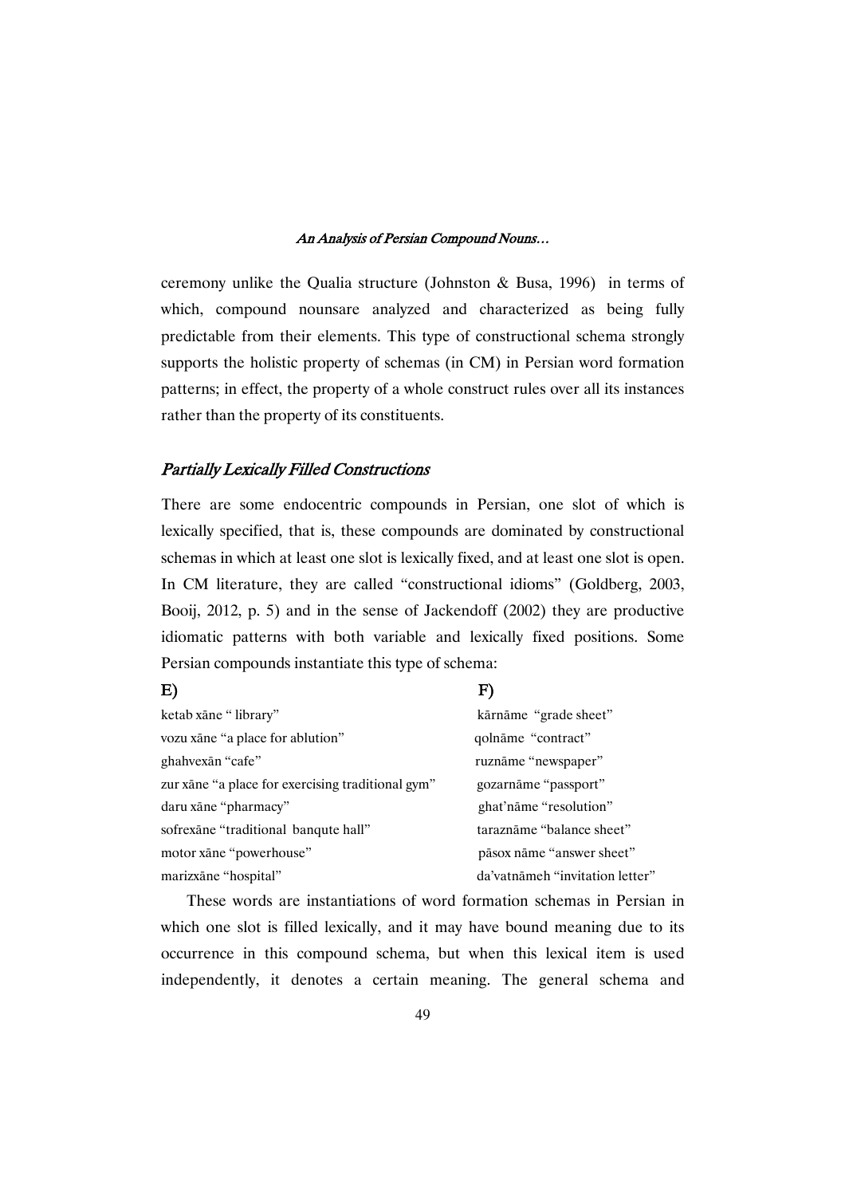ceremony unlike the Qualia structure (Johnston & Busa, 1996) in terms of which, compound nounsare analyzed and characterized as being fully predictable from their elements. This type of constructional schema strongly supports the holistic property of schemas (in CM) in Persian word formation patterns; in effect, the property of a whole construct rules over all its instances rather than the property of its constituents.

## *Partially Lexically Filled Constructions*

There are some endocentric compounds in Persian, one slot of which is lexically specified, that is, these compounds are dominated by constructional schemas in which at least one slot is lexically fixed, and at least one slot is open. In CM literature, they are called "constructional idioms" (Goldberg, 2003, Booij, 2012, p. 5) and in the sense of Jackendoff (2002) they are productive idiomatic patterns with both variable and lexically fixed positions. Some Persian compounds instantiate this type of schema:

| **E)** | **F)** |
|---|---|
| ketab xāne " library" | kārnāme "grade sheet" |
| vozu xāne "a place for ablution" | qolnāme "contract" |
| ghahvexān "cafe" | ruznāme "newspaper" |
| zur xāne "a place for exercising traditional gym" | gozarnāme "passport" |
| daru xāne "pharmacy" | ghat'nāme "resolution" |
| sofrexāne "traditional banqute hall" | taraznāme "balance sheet" |
| motor xāne "powerhouse" | pāsox nāme "answer sheet" |
| marizxāne "hospital" | da'vatnāmeh "invitation letter" |

These words are instantiations of word formation schemas in Persian in which one slot is filled lexically, and it may have bound meaning due to its occurrence in this compound schema, but when this lexical item is used independently, it denotes a certain meaning. The general schema and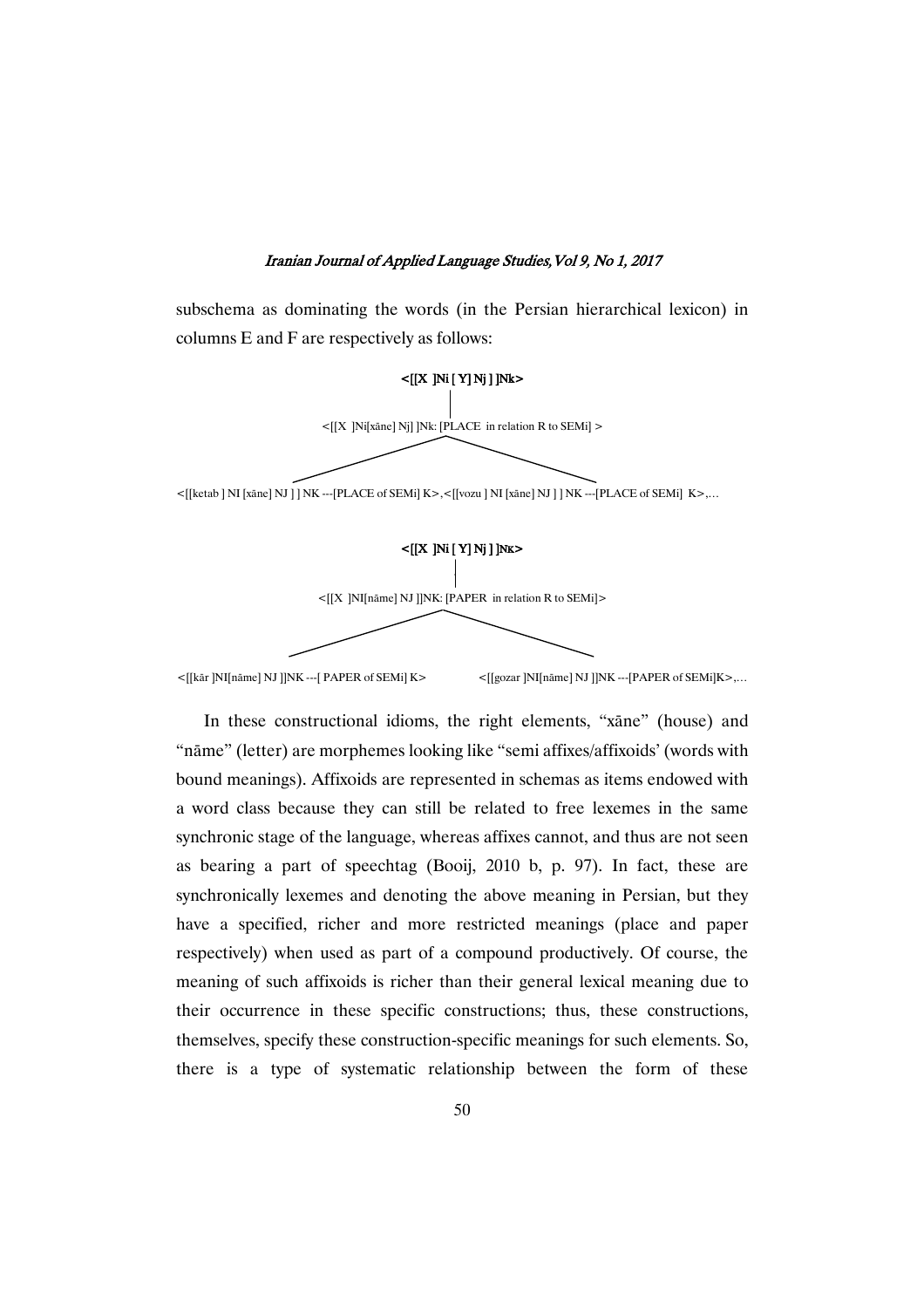subschema as dominating the words (in the Persian hierarchical lexicon) in columns E and F are respectively as follows:

<[[X ]Ni [ Y] Nj ] ]Nk>

<[[X ]Ni[xāne] Nj] ]Nk: [PLACE in relation R to SEMi] >

<[[ketab ] NI [xāne] NJ ] ] NK ---[PLACE of SEMi] K>,<[[vozu ] NI [xāne] NJ ] ] NK ---[PLACE of SEMi] K>,…

<[[X ]Ni [ Y] Nj ] ]NK>

<[[X ]NI[nāme] NJ ]]NK: [PAPER in relation R to SEMi]>

<[[kār ]NI[nāme] NJ ]]NK ---[ PAPER of SEMi] K>     <[[gozar ]NI[nāme] NJ ]]NK ---[PAPER of SEMi]K>,…

In these constructional idioms, the right elements, "xāne" (house) and "nāme" (letter) are morphemes looking like "semi affixes/affixoids' (words with bound meanings). Affixoids are represented in schemas as items endowed with a word class because they can still be related to free lexemes in the same synchronic stage of the language, whereas affixes cannot, and thus are not seen as bearing a part of speechtag (Booij, 2010 b, p. 97). In fact, these are synchronically lexemes and denoting the above meaning in Persian, but they have a specified, richer and more restricted meanings (place and paper respectively) when used as part of a compound productively. Of course, the meaning of such affixoids is richer than their general lexical meaning due to their occurrence in these specific constructions; thus, these constructions, themselves, specify these construction-specific meanings for such elements. So, there is a type of systematic relationship between the form of these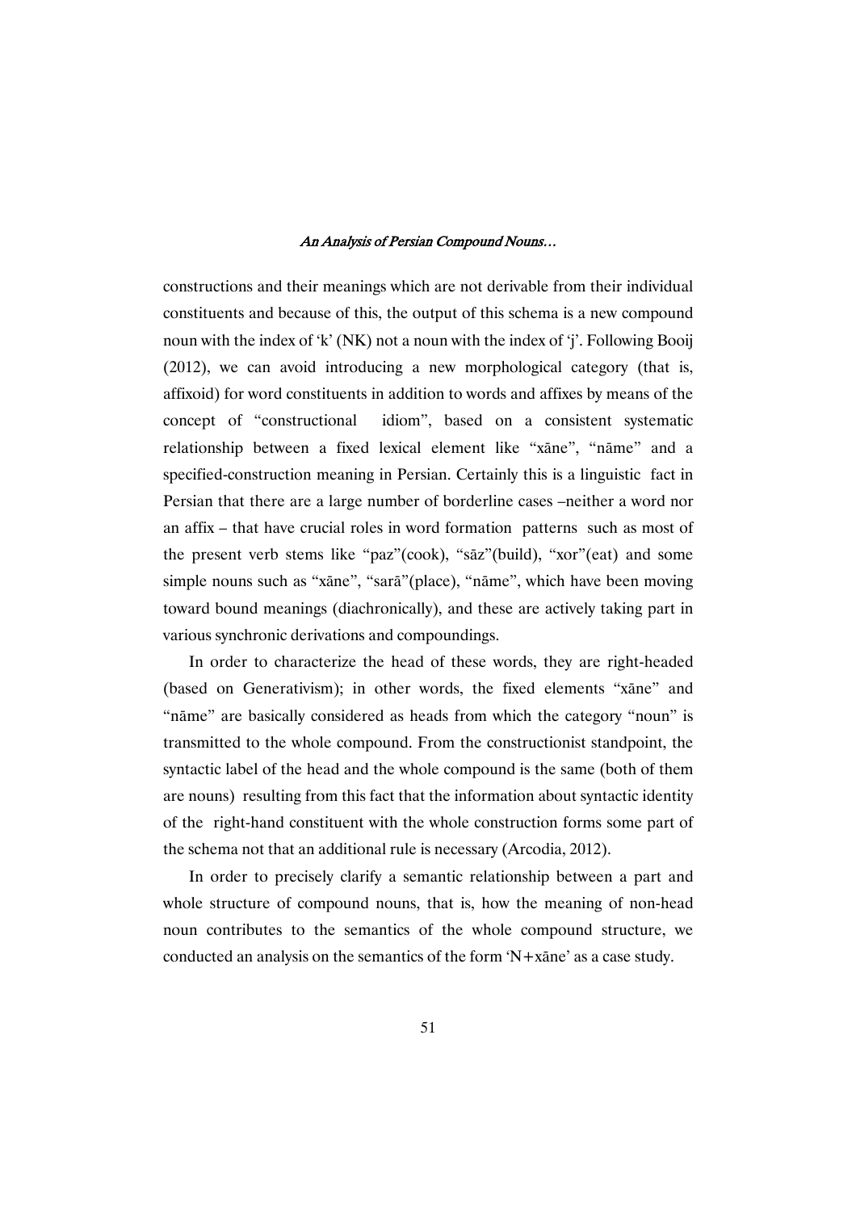constructions and their meanings which are not derivable from their individual constituents and because of this, the output of this schema is a new compound noun with the index of 'k' (NK) not a noun with the index of 'j'. Following Booij (2012), we can avoid introducing a new morphological category (that is, affixoid) for word constituents in addition to words and affixes by means of the concept of "constructional idiom", based on a consistent systematic relationship between a fixed lexical element like "xāne", "nāme" and a specified-construction meaning in Persian. Certainly this is a linguistic fact in Persian that there are a large number of borderline cases –neither a word nor an affix – that have crucial roles in word formation patterns such as most of the present verb stems like "paz"(cook), "sāz"(build), "xor"(eat) and some simple nouns such as "xāne", "sarā"(place), "nāme", which have been moving toward bound meanings (diachronically), and these are actively taking part in various synchronic derivations and compoundings.

In order to characterize the head of these words, they are right-headed (based on Generativism); in other words, the fixed elements "xāne" and "nāme" are basically considered as heads from which the category "noun" is transmitted to the whole compound. From the constructionist standpoint, the syntactic label of the head and the whole compound is the same (both of them are nouns) resulting from this fact that the information about syntactic identity of the right-hand constituent with the whole construction forms some part of the schema not that an additional rule is necessary (Arcodia, 2012).

In order to precisely clarify a semantic relationship between a part and whole structure of compound nouns, that is, how the meaning of non-head noun contributes to the semantics of the whole compound structure, we conducted an analysis on the semantics of the form 'N+xāne' as a case study.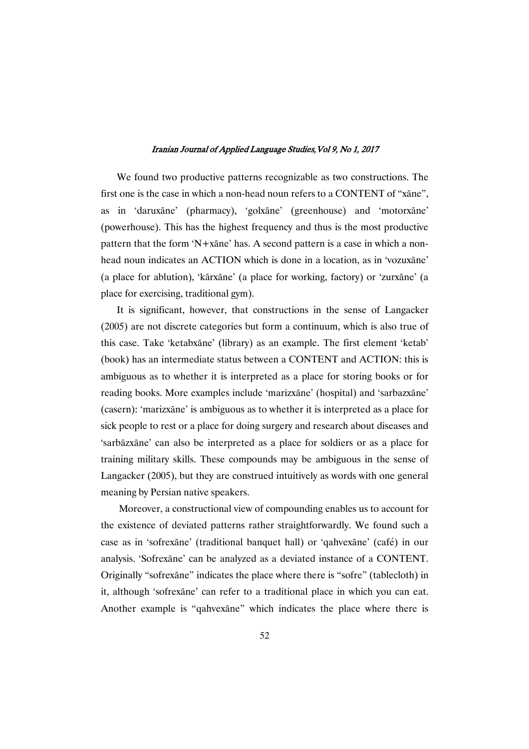We found two productive patterns recognizable as two constructions. The first one is the case in which a non-head noun refers to a CONTENT of "xāne", as in 'daruxāne' (pharmacy), 'golxāne' (greenhouse) and 'motorxāne' (powerhouse). This has the highest frequency and thus is the most productive pattern that the form 'N+xāne' has. A second pattern is a case in which a non-head noun indicates an ACTION which is done in a location, as in 'vozuxāne' (a place for ablution), 'kārxāne' (a place for working, factory) or 'zurxāne' (a place for exercising, traditional gym).

It is significant, however, that constructions in the sense of Langacker (2005) are not discrete categories but form a continuum, which is also true of this case. Take 'ketabxāne' (library) as an example. The first element 'ketab' (book) has an intermediate status between a CONTENT and ACTION: this is ambiguous as to whether it is interpreted as a place for storing books or for reading books. More examples include 'marizxāne' (hospital) and 'sarbazxāne' (casern): 'marizxāne' is ambiguous as to whether it is interpreted as a place for sick people to rest or a place for doing surgery and research about diseases and 'sarbāzxāne' can also be interpreted as a place for soldiers or as a place for training military skills. These compounds may be ambiguous in the sense of Langacker (2005), but they are construed intuitively as words with one general meaning by Persian native speakers.

Moreover, a constructional view of compounding enables us to account for the existence of deviated patterns rather straightforwardly. We found such a case as in 'sofrexāne' (traditional banquet hall) or 'qahvexāne' (café) in our analysis. 'Sofrexāne' can be analyzed as a deviated instance of a CONTENT. Originally "sofrexāne" indicates the place where there is "sofre" (tablecloth) in it, although 'sofrexāne' can refer to a traditional place in which you can eat. Another example is "qahvexāne" which indicates the place where there is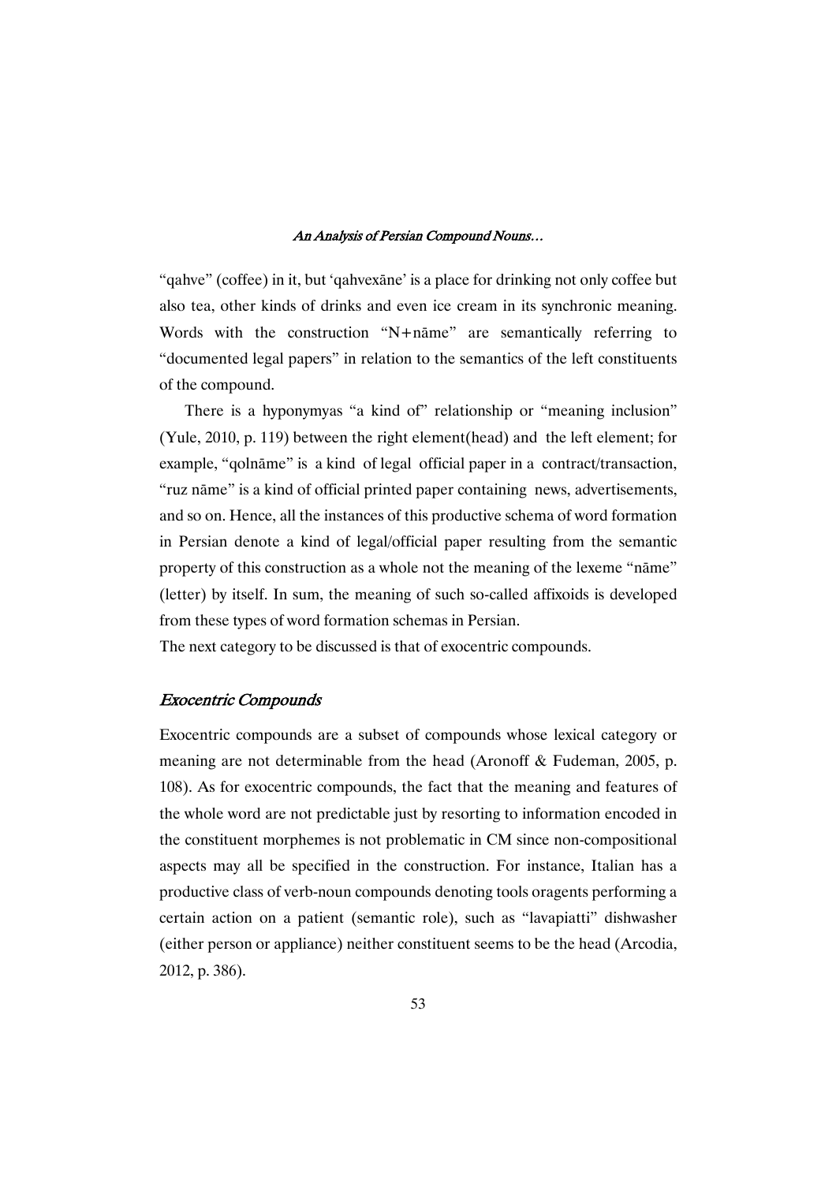"qahve" (coffee) in it, but 'qahvexāne' is a place for drinking not only coffee but also tea, other kinds of drinks and even ice cream in its synchronic meaning. Words with the construction "N+nāme" are semantically referring to "documented legal papers" in relation to the semantics of the left constituents of the compound.

There is a hyponymyas "a kind of" relationship or "meaning inclusion" (Yule, 2010, p. 119) between the right element(head) and the left element; for example, "qolnāme" is a kind of legal official paper in a contract/transaction, "ruz nāme" is a kind of official printed paper containing news, advertisements, and so on. Hence, all the instances of this productive schema of word formation in Persian denote a kind of legal/official paper resulting from the semantic property of this construction as a whole not the meaning of the lexeme "nāme" (letter) by itself. In sum, the meaning of such so-called affixoids is developed from these types of word formation schemas in Persian.

The next category to be discussed is that of exocentric compounds.

### *Exocentric Compounds*

Exocentric compounds are a subset of compounds whose lexical category or meaning are not determinable from the head (Aronoff & Fudeman, 2005, p. 108). As for exocentric compounds, the fact that the meaning and features of the whole word are not predictable just by resorting to information encoded in the constituent morphemes is not problematic in CM since non-compositional aspects may all be specified in the construction. For instance, Italian has a productive class of verb-noun compounds denoting tools oragents performing a certain action on a patient (semantic role), such as "lavapiatti" dishwasher (either person or appliance) neither constituent seems to be the head (Arcodia, 2012, p. 386).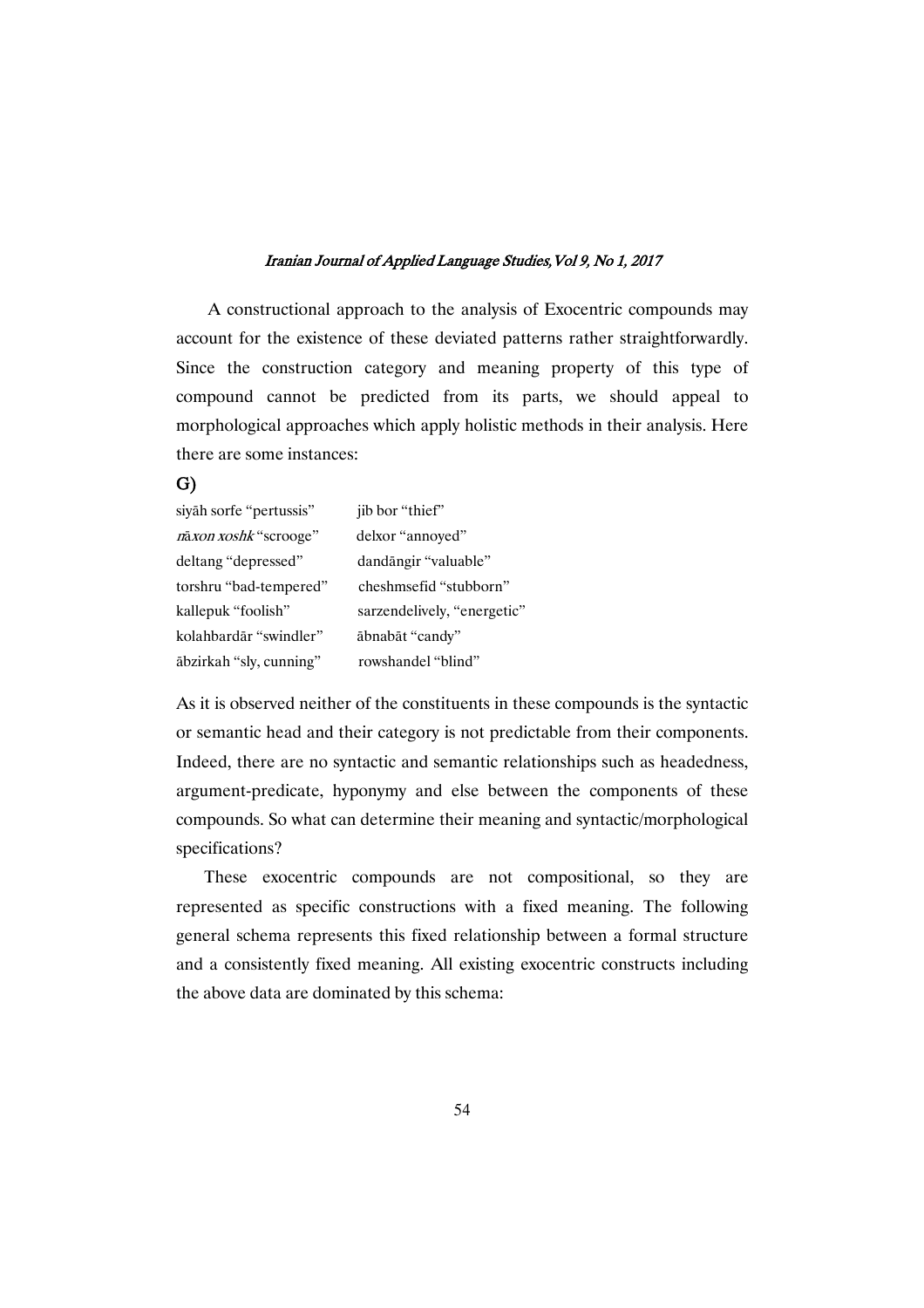A constructional approach to the analysis of Exocentric compounds may account for the existence of these deviated patterns rather straightforwardly. Since the construction category and meaning property of this type of compound cannot be predicted from its parts, we should appeal to morphological approaches which apply holistic methods in their analysis. Here there are some instances:

**G)**

| | |
|---|---|
| siyāh sorfe "pertussis" | jib bor "thief" |
| *nāxon xoshk* "scrooge" | delxor "annoyed" |
| deltang "depressed" | dandāngir "valuable" |
| torshru "bad-tempered" | cheshmsefid "stubborn" |
| kallepuk "foolish" | sarzendelively, "energetic" |
| kolahbardār "swindler" | ābnabāt "candy" |
| ābzirkah "sly, cunning" | rowshandel "blind" |

As it is observed neither of the constituents in these compounds is the syntactic or semantic head and their category is not predictable from their components. Indeed, there are no syntactic and semantic relationships such as headedness, argument-predicate, hyponymy and else between the components of these compounds. So what can determine their meaning and syntactic/morphological specifications?

These exocentric compounds are not compositional, so they are represented as specific constructions with a fixed meaning. The following general schema represents this fixed relationship between a formal structure and a consistently fixed meaning. All existing exocentric constructs including the above data are dominated by this schema: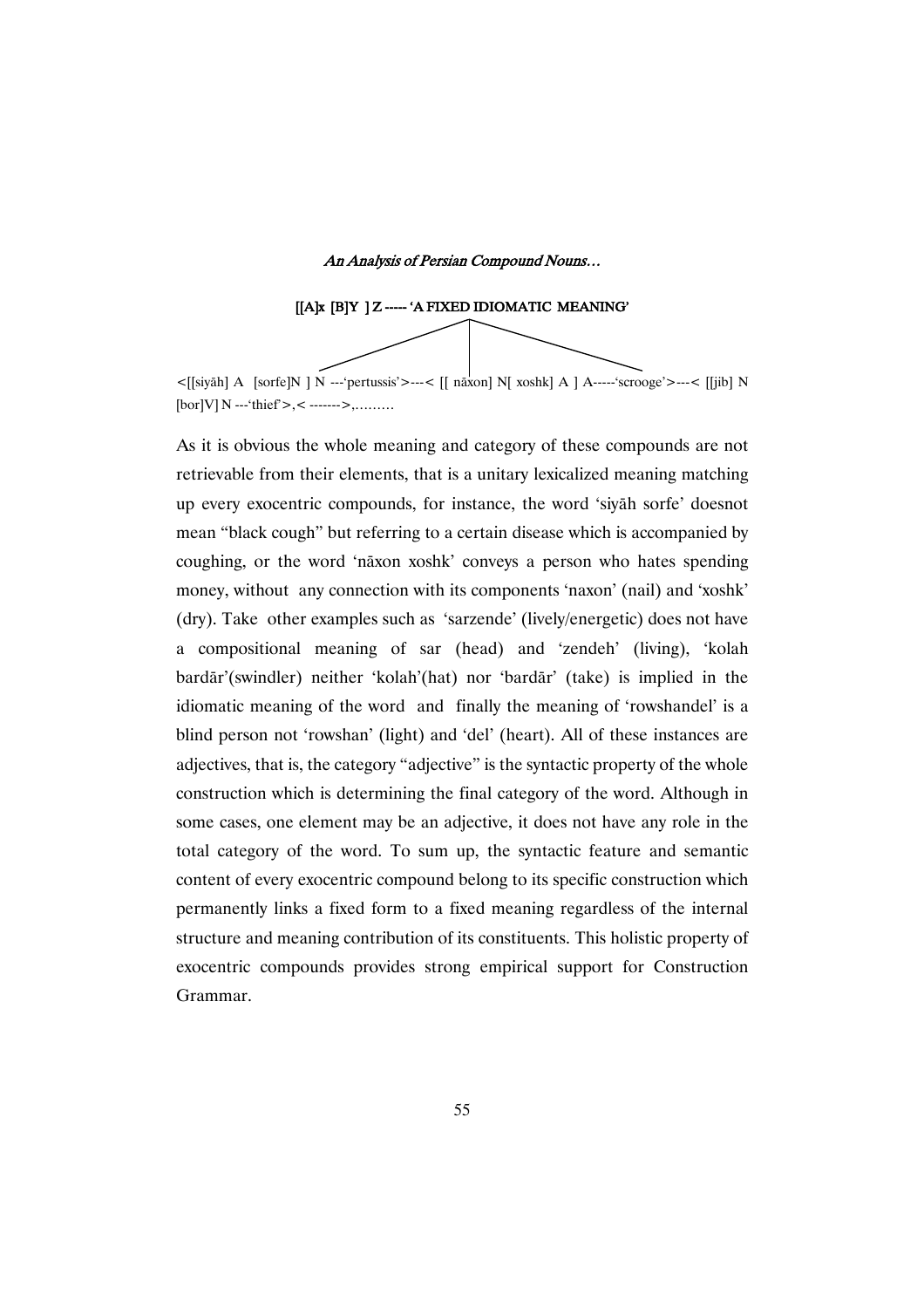[[A]x [B]Y ] Z ----- 'A FIXED IDIOMATIC MEANING'

<[[siyāh] A [sorfe]N ] N ---'pertussis'>---< [[ nāxon] N[ xoshk] A ] A-----'scrooge'>---< [[jib] N [bor]V] N ---'thief'>,< ------->,………

As it is obvious the whole meaning and category of these compounds are not retrievable from their elements, that is a unitary lexicalized meaning matching up every exocentric compounds, for instance, the word 'siyāh sorfe' doesnot mean "black cough" but referring to a certain disease which is accompanied by coughing, or the word 'nāxon xoshk' conveys a person who hates spending money, without any connection with its components 'naxon' (nail) and 'xoshk' (dry). Take other examples such as 'sarzende' (lively/energetic) does not have a compositional meaning of sar (head) and 'zendeh' (living), 'kolah bardār'(swindler) neither 'kolah'(hat) nor 'bardār' (take) is implied in the idiomatic meaning of the word and finally the meaning of 'rowshandel' is a blind person not 'rowshan' (light) and 'del' (heart). All of these instances are adjectives, that is, the category "adjective" is the syntactic property of the whole construction which is determining the final category of the word. Although in some cases, one element may be an adjective, it does not have any role in the total category of the word. To sum up, the syntactic feature and semantic content of every exocentric compound belong to its specific construction which permanently links a fixed form to a fixed meaning regardless of the internal structure and meaning contribution of its constituents. This holistic property of exocentric compounds provides strong empirical support for Construction Grammar.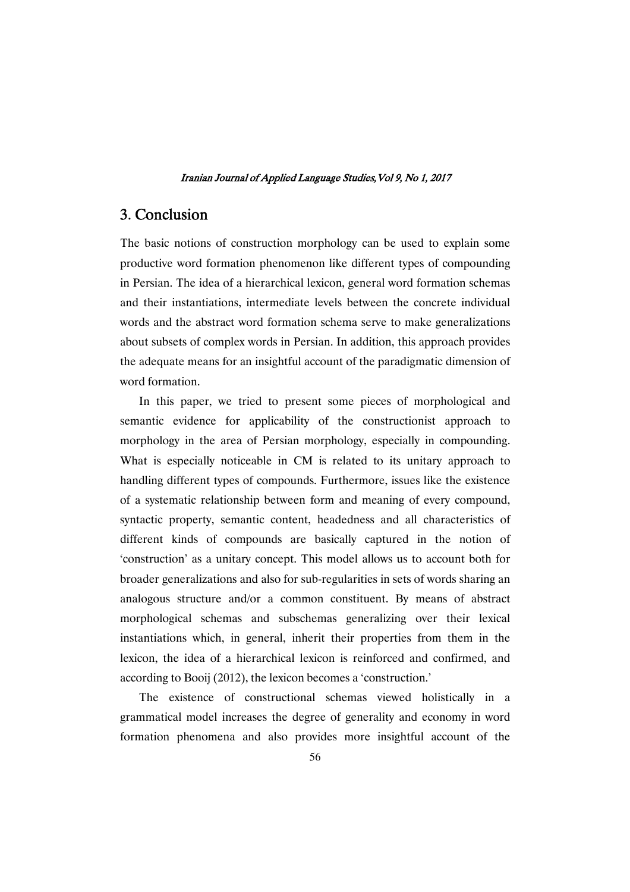## 3. Conclusion

The basic notions of construction morphology can be used to explain some productive word formation phenomenon like different types of compounding in Persian. The idea of a hierarchical lexicon, general word formation schemas and their instantiations, intermediate levels between the concrete individual words and the abstract word formation schema serve to make generalizations about subsets of complex words in Persian. In addition, this approach provides the adequate means for an insightful account of the paradigmatic dimension of word formation.

In this paper, we tried to present some pieces of morphological and semantic evidence for applicability of the constructionist approach to morphology in the area of Persian morphology, especially in compounding. What is especially noticeable in CM is related to its unitary approach to handling different types of compounds. Furthermore, issues like the existence of a systematic relationship between form and meaning of every compound, syntactic property, semantic content, headedness and all characteristics of different kinds of compounds are basically captured in the notion of 'construction' as a unitary concept. This model allows us to account both for broader generalizations and also for sub-regularities in sets of words sharing an analogous structure and/or a common constituent. By means of abstract morphological schemas and subschemas generalizing over their lexical instantiations which, in general, inherit their properties from them in the lexicon, the idea of a hierarchical lexicon is reinforced and confirmed, and according to Booij (2012), the lexicon becomes a 'construction.'

The existence of constructional schemas viewed holistically in a grammatical model increases the degree of generality and economy in word formation phenomena and also provides more insightful account of the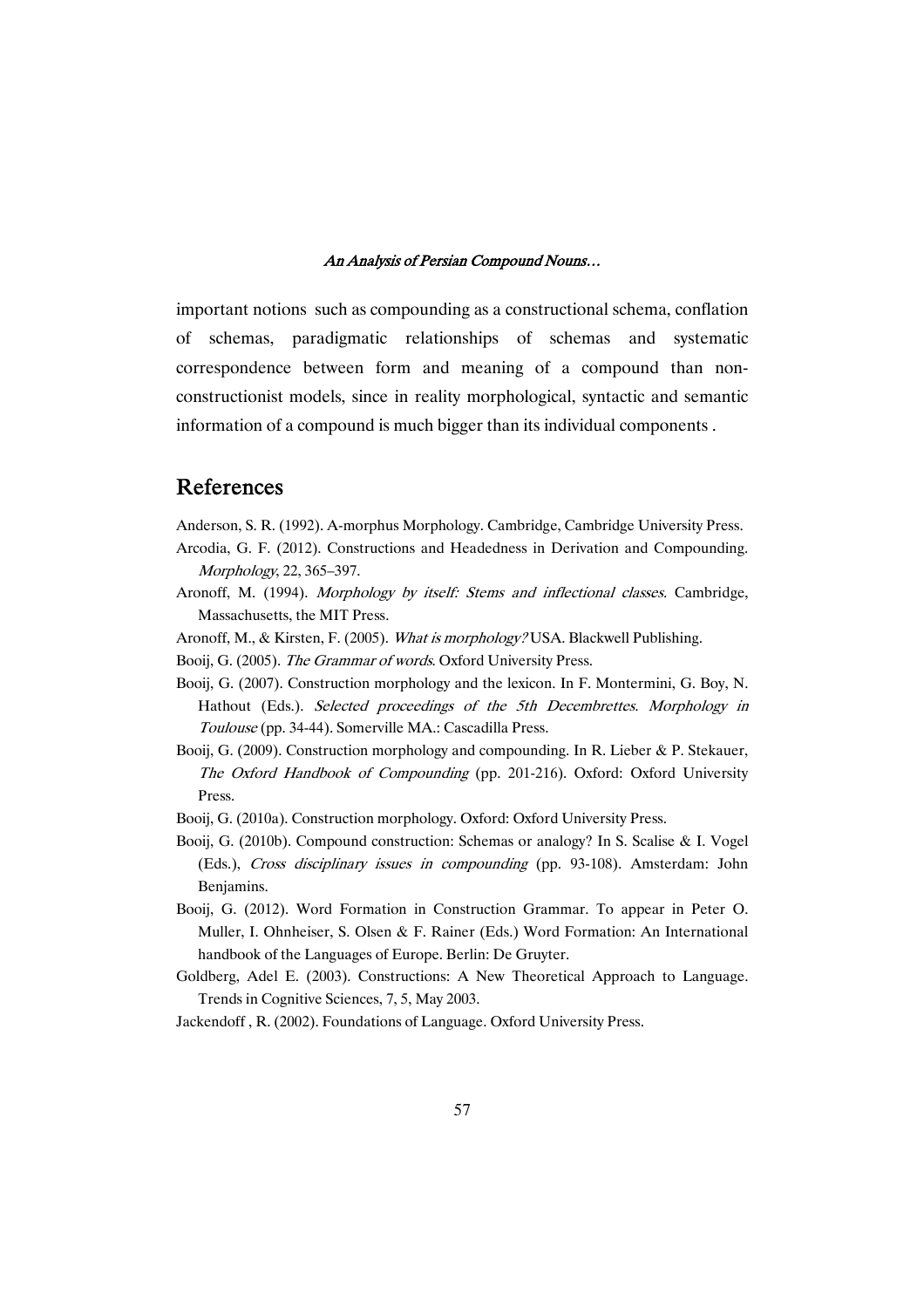important notions such as compounding as a constructional schema, conflation of schemas, paradigmatic relationships of schemas and systematic correspondence between form and meaning of a compound than non-constructionist models, since in reality morphological, syntactic and semantic information of a compound is much bigger than its individual components .

## References

Anderson, S. R. (1992). A-morphus Morphology. Cambridge, Cambridge University Press.

Arcodia, G. F. (2012). Constructions and Headedness in Derivation and Compounding. *Morphology*, 22, 365–397.

Aronoff, M. (1994). *Morphology by itself: Stems and inflectional classes.* Cambridge, Massachusetts, the MIT Press.

Aronoff, M., & Kirsten, F. (2005). *What is morphology?* USA. Blackwell Publishing.

Booij, G. (2005). *The Grammar of words*. Oxford University Press.

Booij, G. (2007). Construction morphology and the lexicon. In F. Montermini, G. Boy, N. Hathout (Eds.). *Selected proceedings of the 5th Decembrettes. Morphology in Toulouse* (pp. 34-44). Somerville MA.: Cascadilla Press.

Booij, G. (2009). Construction morphology and compounding. In R. Lieber & P. Stekauer, *The Oxford Handbook of Compounding* (pp. 201-216). Oxford: Oxford University Press.

Booij, G. (2010a). Construction morphology. Oxford: Oxford University Press.

Booij, G. (2010b). Compound construction: Schemas or analogy? In S. Scalise & I. Vogel (Eds.), *Cross disciplinary issues in compounding* (pp. 93-108). Amsterdam: John Benjamins.

Booij, G. (2012). Word Formation in Construction Grammar. To appear in Peter O. Muller, I. Ohnheiser, S. Olsen & F. Rainer (Eds.) Word Formation: An International handbook of the Languages of Europe. Berlin: De Gruyter.

Goldberg, Adel E. (2003). Constructions: A New Theoretical Approach to Language. Trends in Cognitive Sciences, 7, 5, May 2003.

Jackendoff , R. (2002). Foundations of Language. Oxford University Press.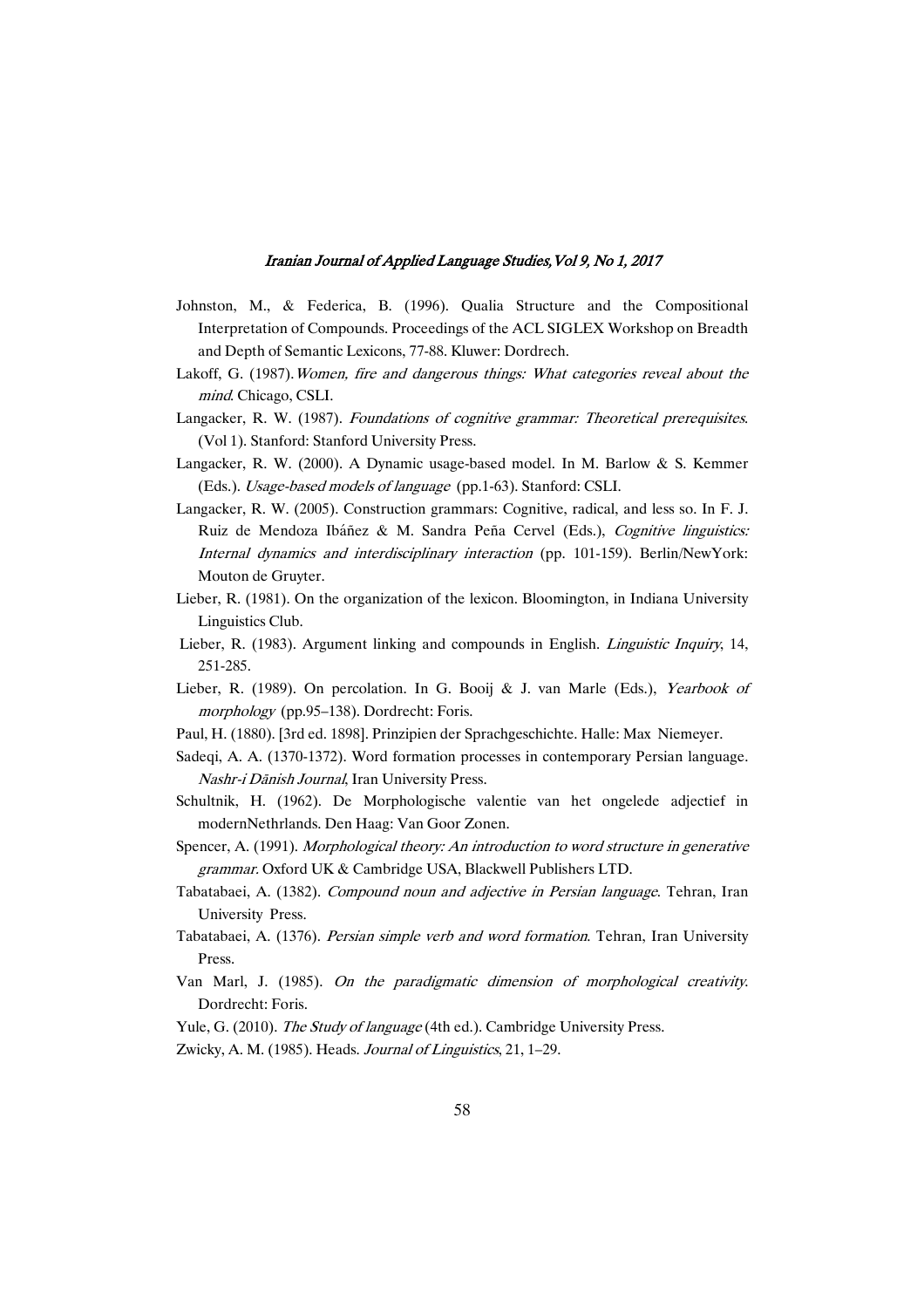Johnston, M., & Federica, B. (1996). Qualia Structure and the Compositional Interpretation of Compounds. Proceedings of the ACL SIGLEX Workshop on Breadth and Depth of Semantic Lexicons, 77-88. Kluwer: Dordrech.

Lakoff, G. (1987). *Women, fire and dangerous things: What categories reveal about the mind*. Chicago, CSLI.

Langacker, R. W. (1987). *Foundations of cognitive grammar: Theoretical prerequisites*. (Vol 1). Stanford: Stanford University Press.

Langacker, R. W. (2000). A Dynamic usage-based model. In M. Barlow & S. Kemmer (Eds.). *Usage-based models of language* (pp.1-63). Stanford: CSLI.

Langacker, R. W. (2005). Construction grammars: Cognitive, radical, and less so. In F. J. Ruiz de Mendoza Ibáñez & M. Sandra Peña Cervel (Eds.), *Cognitive linguistics: Internal dynamics and interdisciplinary interaction* (pp. 101-159). Berlin/NewYork: Mouton de Gruyter.

Lieber, R. (1981). On the organization of the lexicon. Bloomington, in Indiana University Linguistics Club.

Lieber, R. (1983). Argument linking and compounds in English. *Linguistic Inquiry*, 14, 251-285.

Lieber, R. (1989). On percolation. In G. Booij & J. van Marle (Eds.), *Yearbook of morphology* (pp.95–138). Dordrecht: Foris.

Paul, H. (1880). [3rd ed. 1898]. Prinzipien der Sprachgeschichte. Halle: Max Niemeyer.

Sadeqi, A. A. (1370-1372). Word formation processes in contemporary Persian language. *Nashr-i Dānish Journal*, Iran University Press.

Schultnik, H. (1962). De Morphologische valentie van het ongelede adjectief in modernNethrlands. Den Haag: Van Goor Zonen.

Spencer, A. (1991). *Morphological theory: An introduction to word structure in generative grammar*. Oxford UK & Cambridge USA, Blackwell Publishers LTD.

Tabatabaei, A. (1382). *Compound noun and adjective in Persian language*. Tehran, Iran University Press.

Tabatabaei, A. (1376). *Persian simple verb and word formation*. Tehran, Iran University Press.

Van Marl, J. (1985). *On the paradigmatic dimension of morphological creativity*. Dordrecht: Foris.

Yule, G. (2010). *The Study of language* (4th ed.). Cambridge University Press.

Zwicky, A. M. (1985). Heads. *Journal of Linguistics*, 21, 1–29.